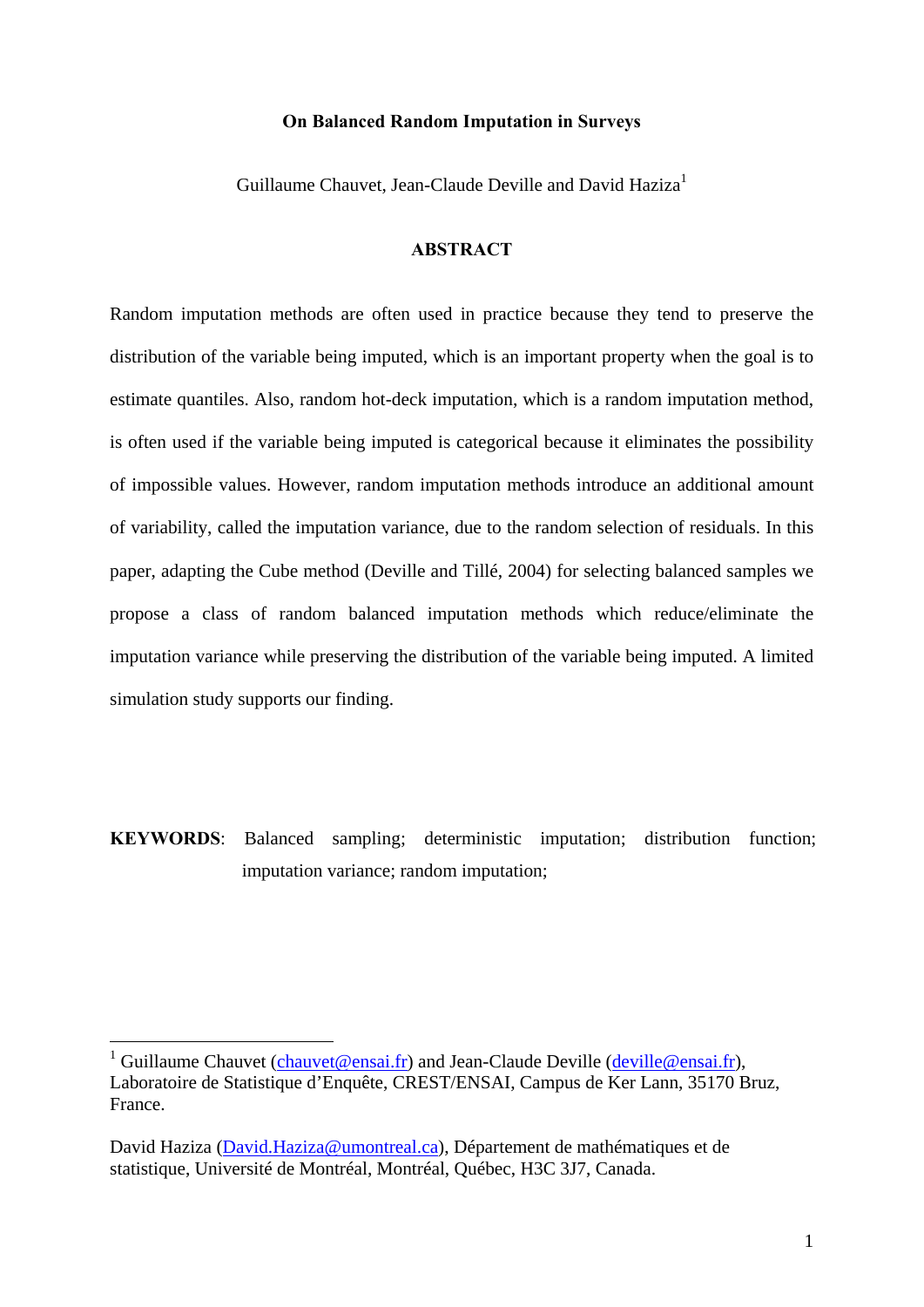# On Balanced Random Imputation in Surveys

Guillaume Chauvet, Jean-Claude Deville and David Haziza[1]

## ABSTRACT

Random imputation methods are often used in practice because they tend to preserve the distribution of the variable being imputed, which is an important property when the goal is to estimate quantiles. Also, random hot-deck imputation, which is a random imputation method, is often used if the variable being imputed is categorical because it eliminates the possibility of impossible values. However, random imputation methods introduce an additional amount of variability, called the imputation variance, due to the random selection of residuals. In this paper, adapting the Cube method (Deville and Tillé, 2004) for selecting balanced samples we propose a class of random balanced imputation methods which reduce/eliminate the imputation variance while preserving the distribution of the variable being imputed. A limited simulation study supports our finding.

**KEYWORDS**: Balanced sampling; deterministic imputation; distribution function; imputation variance; random imputation;

---

[1] Guillaume Chauvet (chauvet@ensai.fr) and Jean-Claude Deville (deville@ensai.fr), Laboratoire de Statistique d'Enquête, CREST/ENSAI, Campus de Ker Lann, 35170 Bruz, France.

David Haziza (David.Haziza@umontreal.ca), Département de mathématiques et de statistique, Université de Montréal, Montréal, Québec, H3C 3J7, Canada.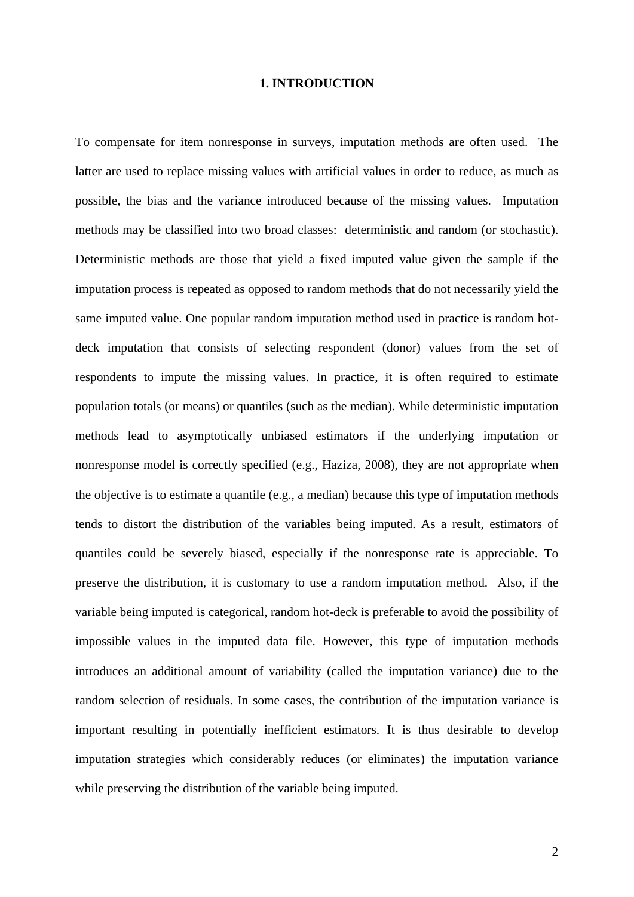## 1. INTRODUCTION

To compensate for item nonresponse in surveys, imputation methods are often used. The latter are used to replace missing values with artificial values in order to reduce, as much as possible, the bias and the variance introduced because of the missing values. Imputation methods may be classified into two broad classes: deterministic and random (or stochastic). Deterministic methods are those that yield a fixed imputed value given the sample if the imputation process is repeated as opposed to random methods that do not necessarily yield the same imputed value. One popular random imputation method used in practice is random hot-deck imputation that consists of selecting respondent (donor) values from the set of respondents to impute the missing values. In practice, it is often required to estimate population totals (or means) or quantiles (such as the median). While deterministic imputation methods lead to asymptotically unbiased estimators if the underlying imputation or nonresponse model is correctly specified (e.g., Haziza, 2008), they are not appropriate when the objective is to estimate a quantile (e.g., a median) because this type of imputation methods tends to distort the distribution of the variables being imputed. As a result, estimators of quantiles could be severely biased, especially if the nonresponse rate is appreciable. To preserve the distribution, it is customary to use a random imputation method. Also, if the variable being imputed is categorical, random hot-deck is preferable to avoid the possibility of impossible values in the imputed data file. However, this type of imputation methods introduces an additional amount of variability (called the imputation variance) due to the random selection of residuals. In some cases, the contribution of the imputation variance is important resulting in potentially inefficient estimators. It is thus desirable to develop imputation strategies which considerably reduces (or eliminates) the imputation variance while preserving the distribution of the variable being imputed.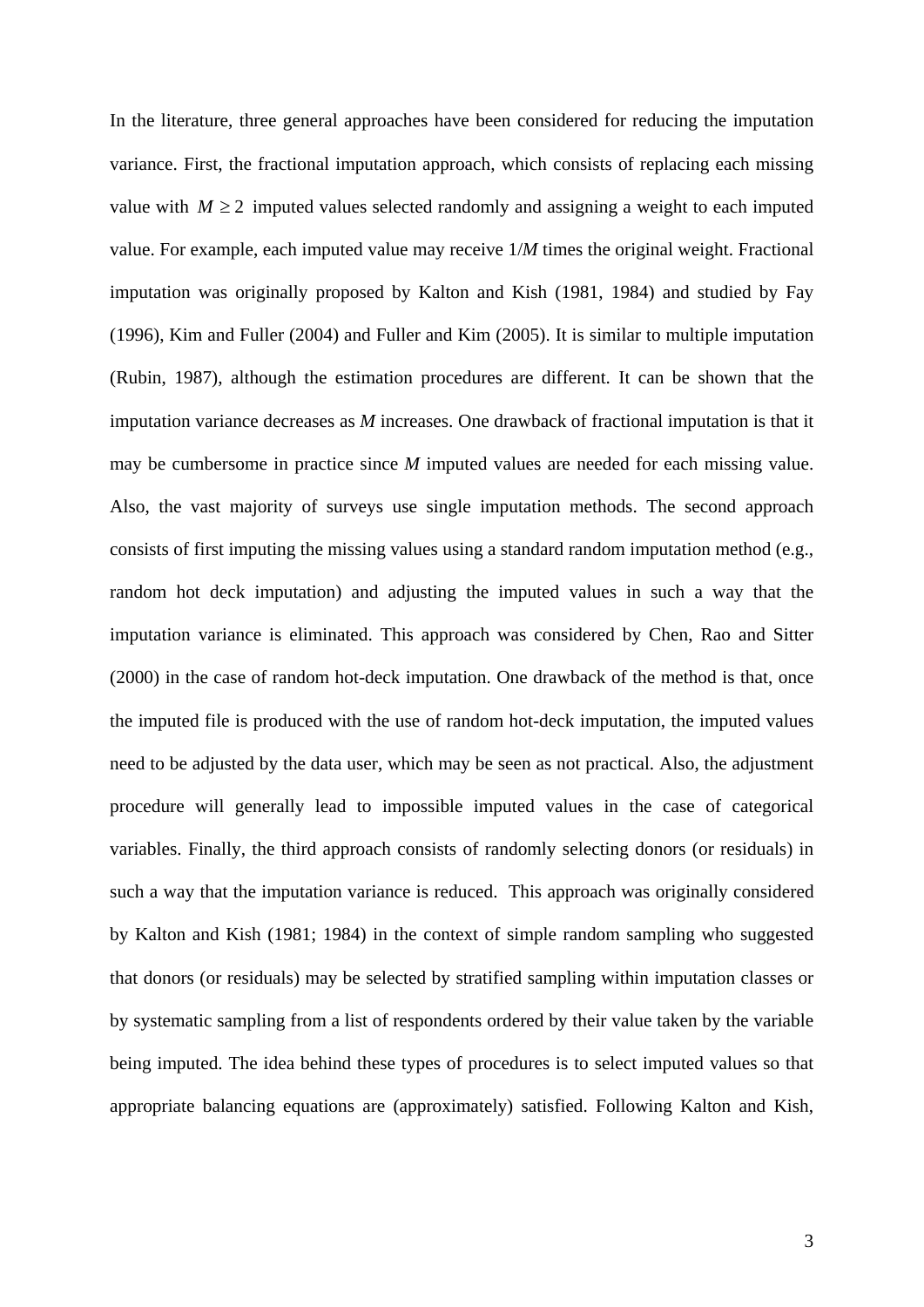In the literature, three general approaches have been considered for reducing the imputation variance. First, the fractional imputation approach, which consists of replacing each missing value with $M \geq 2$ imputed values selected randomly and assigning a weight to each imputed value. For example, each imputed value may receive $1/M$ times the original weight. Fractional imputation was originally proposed by Kalton and Kish (1981, 1984) and studied by Fay (1996), Kim and Fuller (2004) and Fuller and Kim (2005). It is similar to multiple imputation (Rubin, 1987), although the estimation procedures are different. It can be shown that the imputation variance decreases as $M$ increases. One drawback of fractional imputation is that it may be cumbersome in practice since $M$ imputed values are needed for each missing value. Also, the vast majority of surveys use single imputation methods. The second approach consists of first imputing the missing values using a standard random imputation method (e.g., random hot deck imputation) and adjusting the imputed values in such a way that the imputation variance is eliminated. This approach was considered by Chen, Rao and Sitter (2000) in the case of random hot-deck imputation. One drawback of the method is that, once the imputed file is produced with the use of random hot-deck imputation, the imputed values need to be adjusted by the data user, which may be seen as not practical. Also, the adjustment procedure will generally lead to impossible imputed values in the case of categorical variables. Finally, the third approach consists of randomly selecting donors (or residuals) in such a way that the imputation variance is reduced. This approach was originally considered by Kalton and Kish (1981; 1984) in the context of simple random sampling who suggested that donors (or residuals) may be selected by stratified sampling within imputation classes or by systematic sampling from a list of respondents ordered by their value taken by the variable being imputed. The idea behind these types of procedures is to select imputed values so that appropriate balancing equations are (approximately) satisfied. Following Kalton and Kish,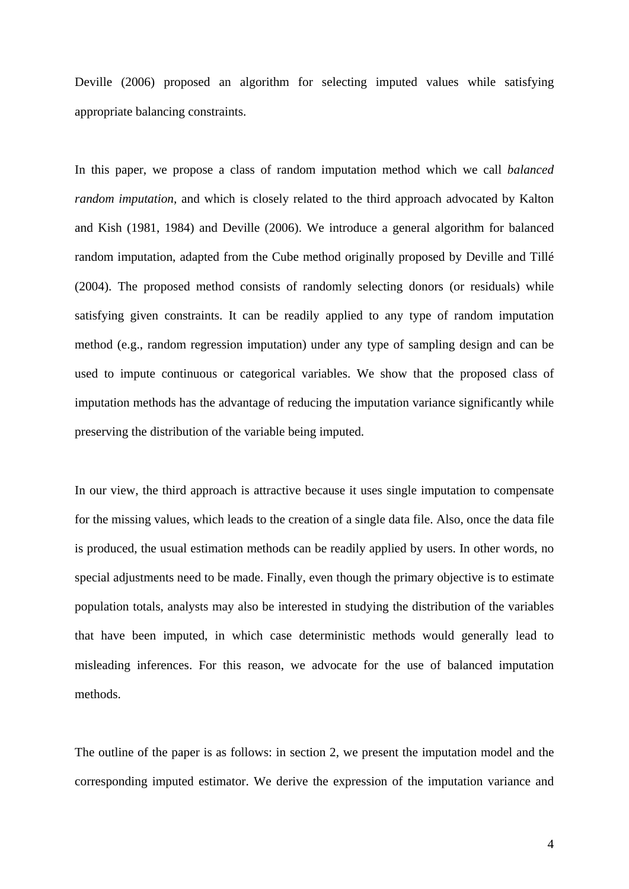Deville (2006) proposed an algorithm for selecting imputed values while satisfying appropriate balancing constraints.

In this paper, we propose a class of random imputation method which we call *balanced random imputation*, and which is closely related to the third approach advocated by Kalton and Kish (1981, 1984) and Deville (2006). We introduce a general algorithm for balanced random imputation, adapted from the Cube method originally proposed by Deville and Tillé (2004). The proposed method consists of randomly selecting donors (or residuals) while satisfying given constraints. It can be readily applied to any type of random imputation method (e.g., random regression imputation) under any type of sampling design and can be used to impute continuous or categorical variables. We show that the proposed class of imputation methods has the advantage of reducing the imputation variance significantly while preserving the distribution of the variable being imputed.

In our view, the third approach is attractive because it uses single imputation to compensate for the missing values, which leads to the creation of a single data file. Also, once the data file is produced, the usual estimation methods can be readily applied by users. In other words, no special adjustments need to be made. Finally, even though the primary objective is to estimate population totals, analysts may also be interested in studying the distribution of the variables that have been imputed, in which case deterministic methods would generally lead to misleading inferences. For this reason, we advocate for the use of balanced imputation methods.

The outline of the paper is as follows: in section 2, we present the imputation model and the corresponding imputed estimator. We derive the expression of the imputation variance and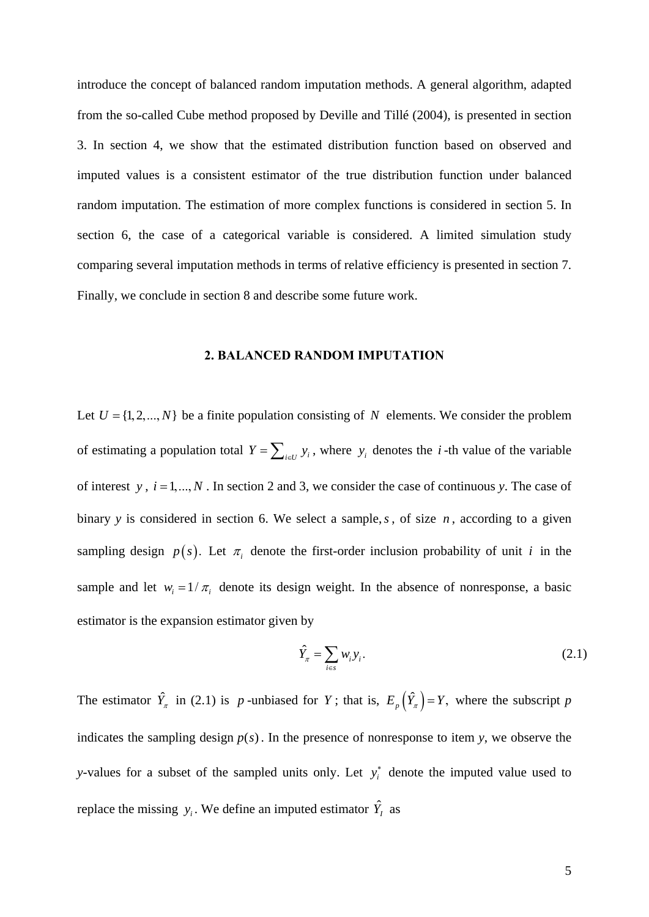introduce the concept of balanced random imputation methods. A general algorithm, adapted from the so-called Cube method proposed by Deville and Tillé (2004), is presented in section 3. In section 4, we show that the estimated distribution function based on observed and imputed values is a consistent estimator of the true distribution function under balanced random imputation. The estimation of more complex functions is considered in section 5. In section 6, the case of a categorical variable is considered. A limited simulation study comparing several imputation methods in terms of relative efficiency is presented in section 7. Finally, we conclude in section 8 and describe some future work.

## 2. BALANCED RANDOM IMPUTATION

Let $U = \{1, 2, ..., N\}$ be a finite population consisting of $N$ elements. We consider the problem of estimating a population total $Y = \sum_{i \in U} y_i$, where $y_i$ denotes the $i$-th value of the variable of interest $y$, $i = 1, ..., N$. In section 2 and 3, we consider the case of continuous *y*. The case of binary *y* is considered in section 6. We select a sample, $s$, of size $n$, according to a given sampling design $p(s)$. Let $\pi_i$ denote the first-order inclusion probability of unit $i$ in the sample and let $w_i = 1/\pi_i$ denote its design weight. In the absence of nonresponse, a basic estimator is the expansion estimator given by

$$\hat{Y}_\pi = \sum_{i \in s} w_i y_i. \tag{2.1}$$

The estimator $\hat{Y}_\pi$ in (2.1) is $p$-unbiased for $Y$; that is, $E_p\left(\hat{Y}_\pi\right) = Y$, where the subscript $p$ indicates the sampling design $p(s)$. In the presence of nonresponse to item *y*, we observe the *y*-values for a subset of the sampled units only. Let $y_i^*$ denote the imputed value used to replace the missing $y_i$. We define an imputed estimator $\hat{Y}_I$ as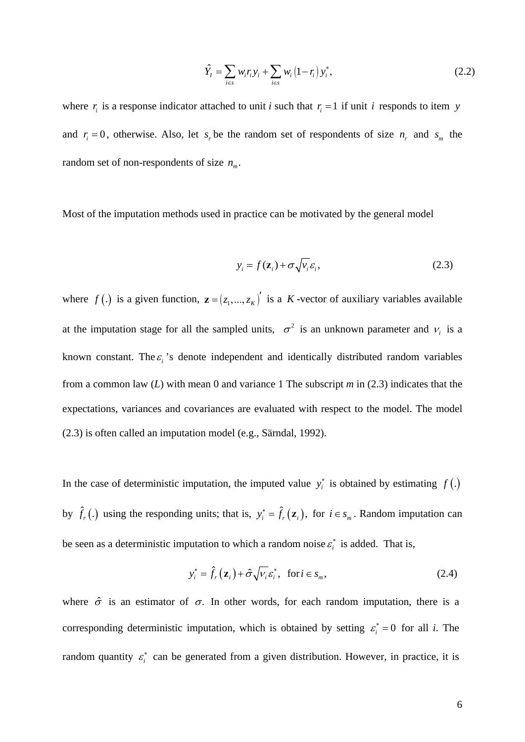$$\hat{Y}_I = \sum_{i \in s} w_i r_i y_i + \sum_{i \in s} w_i \left(1 - r_i\right) y_i^*, \tag{2.2}$$

where $r_i$ is a response indicator attached to unit *i* such that $r_i = 1$ if unit $i$ responds to item $y$ and $r_i = 0$, otherwise. Also, let $s_r$ be the random set of respondents of size $n_r$ and $s_m$ the random set of non-respondents of size $n_m$.

Most of the imputation methods used in practice can be motivated by the general model

$$y_i = f(\mathbf{z}_i) + \sigma \sqrt{v_i} \varepsilon_i, \tag{2.3}$$

where $f(.)$ is a given function, $\mathbf{z} = \left(z_1, ..., z_K\right)'$ is a $K$-vector of auxiliary variables available at the imputation stage for all the sampled units, $\sigma^2$ is an unknown parameter and $v_i$ is a known constant. The $\varepsilon_i$'s denote independent and identically distributed random variables from a common law (*L*) with mean 0 and variance 1 The subscript *m* in (2.3) indicates that the expectations, variances and covariances are evaluated with respect to the model. The model (2.3) is often called an imputation model (e.g., Särndal, 1992).

In the case of deterministic imputation, the imputed value $y_i^*$ is obtained by estimating $f(.)$ by $\hat{f}_r(.)$ using the responding units; that is, $y_i^* = \hat{f}_r\left(\mathbf{z}_i\right)$, for $i \in s_m$. Random imputation can be seen as a deterministic imputation to which a random noise $\varepsilon_i^*$ is added. That is,

$$y_i^* = \hat{f}_r\left(\mathbf{z}_i\right) + \hat{\sigma}\sqrt{v_i}\varepsilon_i^*, \ \text{ for } i \in s_m, \tag{2.4}$$

where $\hat{\sigma}$ is an estimator of $\sigma$. In other words, for each random imputation, there is a corresponding deterministic imputation, which is obtained by setting $\varepsilon_i^* = 0$ for all *i*. The random quantity $\varepsilon_i^*$ can be generated from a given distribution. However, in practice, it is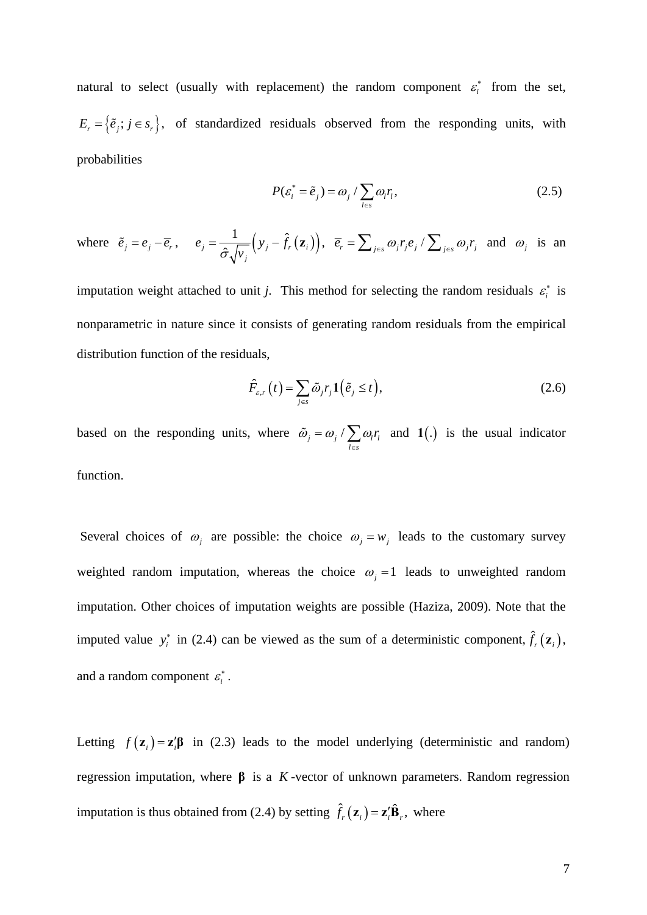natural to select (usually with replacement) the random component $\varepsilon_i^*$ from the set, $E_r = \left\{\tilde{e}_j;\, j \in s_r\right\}$, of standardized residuals observed from the responding units, with probabilities

$$P(\varepsilon_i^* = \tilde{e}_j) = \omega_j \,/ \sum_{l \in s} \omega_l r_l, \tag{2.5}$$

where $\tilde{e}_j = e_j - \overline{e}_r$, $e_j = \frac{1}{\hat{\sigma}\sqrt{v_j}}\left(y_j - \hat{f}_r\left(\mathbf{z}_i\right)\right)$, $\overline{e}_r = \sum_{j \in s} \omega_j r_j e_j \,/ \sum_{j \in s} \omega_j r_j$ and $\omega_j$ is an imputation weight attached to unit *j*. This method for selecting the random residuals $\varepsilon_i^*$ is nonparametric in nature since it consists of generating random residuals from the empirical distribution function of the residuals,

$$\hat{F}_{\varepsilon,r}\left(t\right) = \sum_{j \in s} \tilde{\omega}_j r_j \mathbf{1}\left(\tilde{e}_j \le t\right), \tag{2.6}$$

based on the responding units, where $\tilde{\omega}_j = \omega_j \,/ \sum_{l \in s} \omega_l r_l$ and $\mathbf{1}(.)$ is the usual indicator function.

Several choices of $\omega_j$ are possible: the choice $\omega_j = w_j$ leads to the customary survey weighted random imputation, whereas the choice $\omega_j = 1$ leads to unweighted random imputation. Other choices of imputation weights are possible (Haziza, 2009). Note that the imputed value $y_i^*$ in (2.4) can be viewed as the sum of a deterministic component, $\hat{f}_r\left(\mathbf{z}_i\right)$, and a random component $\varepsilon_i^*$.

Letting $f\left(\mathbf{z}_i\right) = \mathbf{z}_i'\boldsymbol{\beta}$ in (2.3) leads to the model underlying (deterministic and random) regression imputation, where $\boldsymbol{\beta}$ is a $K$-vector of unknown parameters. Random regression imputation is thus obtained from (2.4) by setting $\hat{f}_r\left(\mathbf{z}_i\right) = \mathbf{z}_i'\hat{\mathbf{B}}_r$, where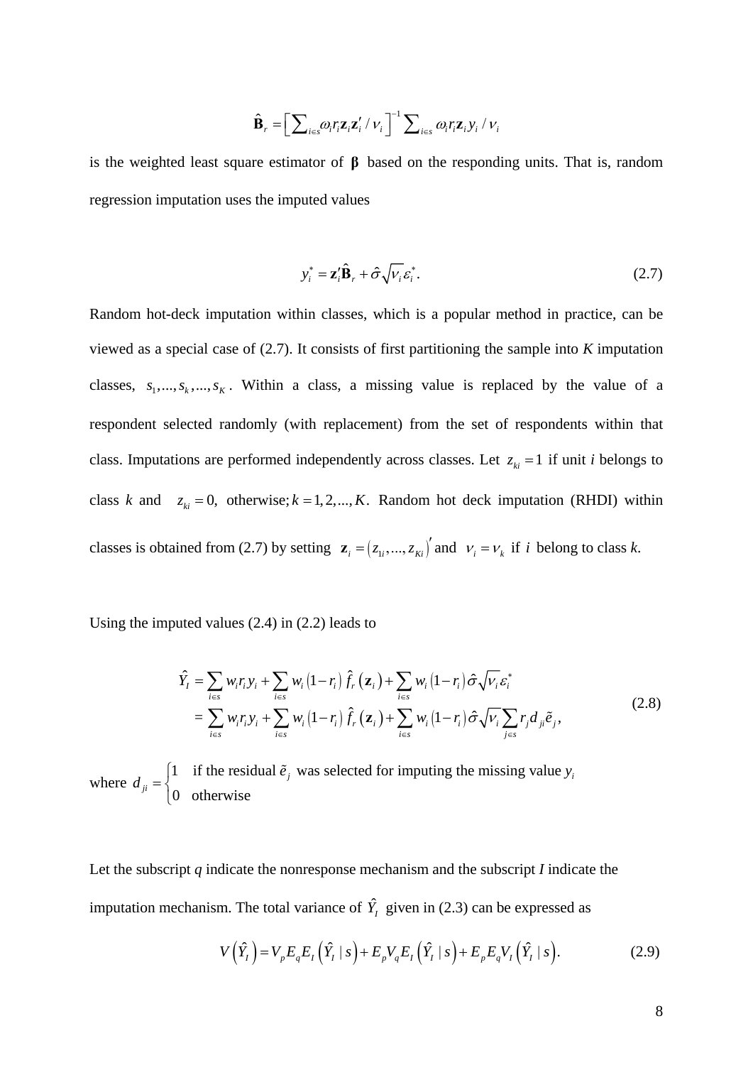$$\hat{\mathbf{B}}_r = \left[\sum_{i \in s} \omega_i r_i \mathbf{z}_i \mathbf{z}_i' / \nu_i\right]^{-1} \sum_{i \in s} \omega_i r_i \mathbf{z}_i y_i / \nu_i$$

is the weighted least square estimator of $\boldsymbol{\beta}$ based on the responding units. That is, random regression imputation uses the imputed values

$$y_i^* = \mathbf{z}_i' \hat{\mathbf{B}}_r + \hat{\sigma}\sqrt{\nu_i}\,\varepsilon_i^*. \tag{2.7}$$

Random hot-deck imputation within classes, which is a popular method in practice, can be viewed as a special case of (2.7). It consists of first partitioning the sample into *K* imputation classes, $s_1, ..., s_k, ..., s_K$. Within a class, a missing value is replaced by the value of a respondent selected randomly (with replacement) from the set of respondents within that class. Imputations are performed independently across classes. Let $z_{ki} = 1$ if unit *i* belongs to class $k$ and $z_{ki} = 0,$ otherwise; $k = 1, 2, ..., K$. Random hot deck imputation (RHDI) within classes is obtained from (2.7) by setting $\mathbf{z}_i = \left(z_{1i}, ..., z_{Ki}\right)'$ and $\nu_i = \nu_k$ if $i$ belong to class *k*.

Using the imputed values (2.4) in (2.2) leads to

$$\begin{aligned}
\hat{Y}_I &= \sum_{i \in s} w_i r_i y_i + \sum_{i \in s} w_i \left(1 - r_i\right) \hat{f}_r\left(\mathbf{z}_i\right) + \sum_{i \in s} w_i \left(1 - r_i\right) \hat{\sigma}\sqrt{\nu_i}\,\varepsilon_i^* \\
&= \sum_{i \in s} w_i r_i y_i + \sum_{i \in s} w_i \left(1 - r_i\right) \hat{f}_r\left(\mathbf{z}_i\right) + \sum_{i \in s} w_i \left(1 - r_i\right) \hat{\sigma}\sqrt{\nu_i} \sum_{j \in s} r_j d_{ji} \tilde{e}_j,
\end{aligned} \tag{2.8}$$

where $d_{ji} = \begin{cases} 1 & \text{if the residual } \tilde{e}_j \text{ was selected for imputing the missing value } y_i \\ 0 & \text{otherwise} \end{cases}$

Let the subscript *q* indicate the nonresponse mechanism and the subscript *I* indicate the imputation mechanism. The total variance of $\hat{Y}_I$ given in (2.3) can be expressed as

$$V\left(\hat{Y}_I\right) = V_p E_q E_I\left(\hat{Y}_I \mid s\right) + E_p V_q E_I\left(\hat{Y}_I \mid s\right) + E_p E_q V_I\left(\hat{Y}_I \mid s\right). \tag{2.9}$$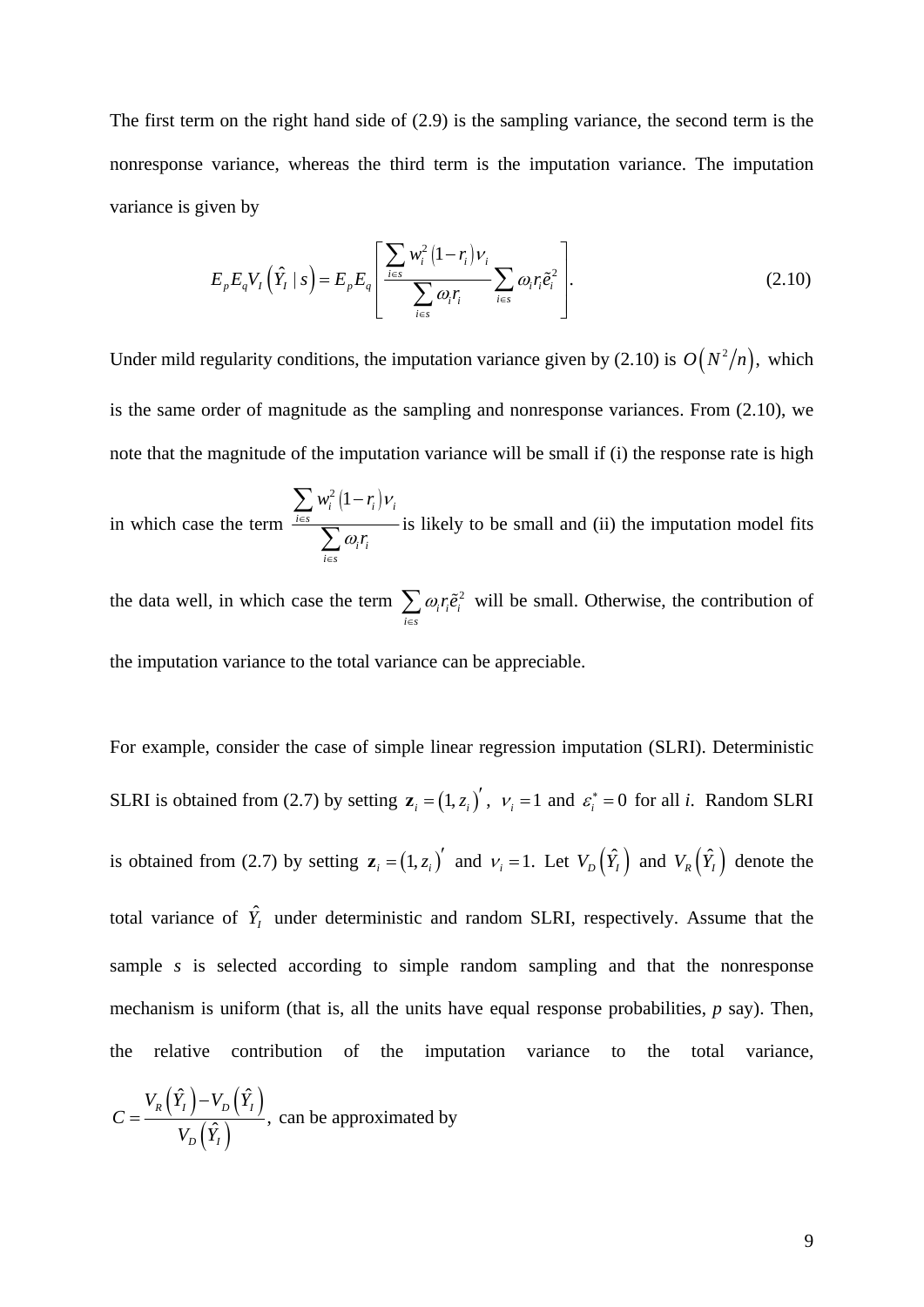The first term on the right hand side of (2.9) is the sampling variance, the second term is the nonresponse variance, whereas the third term is the imputation variance. The imputation variance is given by

$$E_p E_q V_I\left(\hat{Y}_I \mid s\right) = E_p E_q\left[\frac{\sum_{i \in s} w_i^2 \left(1-r_i\right)\nu_i}{\sum_{i \in s} \omega_i r_i} \sum_{i \in s} \omega_i r_i \tilde{e}_i^2\right]. \tag{2.10}$$

Under mild regularity conditions, the imputation variance given by (2.10) is $O\left(N^2/n\right)$, which is the same order of magnitude as the sampling and nonresponse variances. From (2.10), we note that the magnitude of the imputation variance will be small if (i) the response rate is high in which case the term $\frac{\sum_{i \in s} w_i^2 \left(1-r_i\right)\nu_i}{\sum_{i \in s} \omega_i r_i}$ is likely to be small and (ii) the imputation model fits the data well, in which case the term $\sum_{i \in s} \omega_i r_i \tilde{e}_i^2$ will be small. Otherwise, the contribution of the imputation variance to the total variance can be appreciable.

For example, consider the case of simple linear regression imputation (SLRI). Deterministic SLRI is obtained from (2.7) by setting $\mathbf{z}_i = \left(1, z_i\right)'$, $\nu_i = 1$ and $\varepsilon_i^* = 0$ for all *i*. Random SLRI is obtained from (2.7) by setting $\mathbf{z}_i = \left(1, z_i\right)'$ and $\nu_i = 1$. Let $V_D\left(\hat{Y}_I\right)$ and $V_R\left(\hat{Y}_I\right)$ denote the total variance of $\hat{Y}_I$ under deterministic and random SLRI, respectively. Assume that the sample *s* is selected according to simple random sampling and that the nonresponse mechanism is uniform (that is, all the units have equal response probabilities, *p* say). Then, the relative contribution of the imputation variance to the total variance, $C = \frac{V_R\left(\hat{Y}_I\right) - V_D\left(\hat{Y}_I\right)}{V_D\left(\hat{Y}_I\right)}$, can be approximated by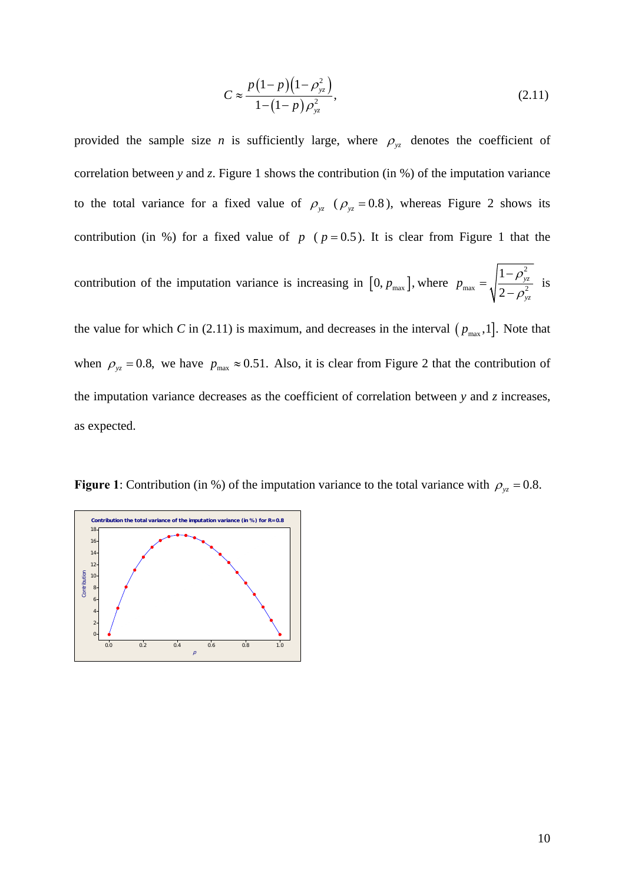$$C \approx \frac{p(1-p)(1-\rho_{yz}^2)}{1-(1-p)\rho_{yz}^2}, \tag{2.11}$$

provided the sample size $n$ is sufficiently large, where $\rho_{yz}$ denotes the coefficient of correlation between $y$ and $z$. Figure 1 shows the contribution (in %) of the imputation variance to the total variance for a fixed value of $\rho_{yz}$ ($\rho_{yz} = 0.8$), whereas Figure 2 shows its contribution (in %) for a fixed value of $p$ ($p = 0.5$). It is clear from Figure 1 that the contribution of the imputation variance is increasing in $[0, p_{\max}]$, where $p_{\max} = \sqrt{\dfrac{1-\rho_{yz}^2}{2-\rho_{yz}^2}}$ is the value for which $C$ in (2.11) is maximum, and decreases in the interval $(p_{\max}, 1]$. Note that when $\rho_{yz} = 0.8$, we have $p_{\max} \approx 0.51$. Also, it is clear from Figure 2 that the contribution of the imputation variance decreases as the coefficient of correlation between $y$ and $z$ increases, as expected.

**Figure 1**: Contribution (in %) of the imputation variance to the total variance with $\rho_{yz} = 0.8$.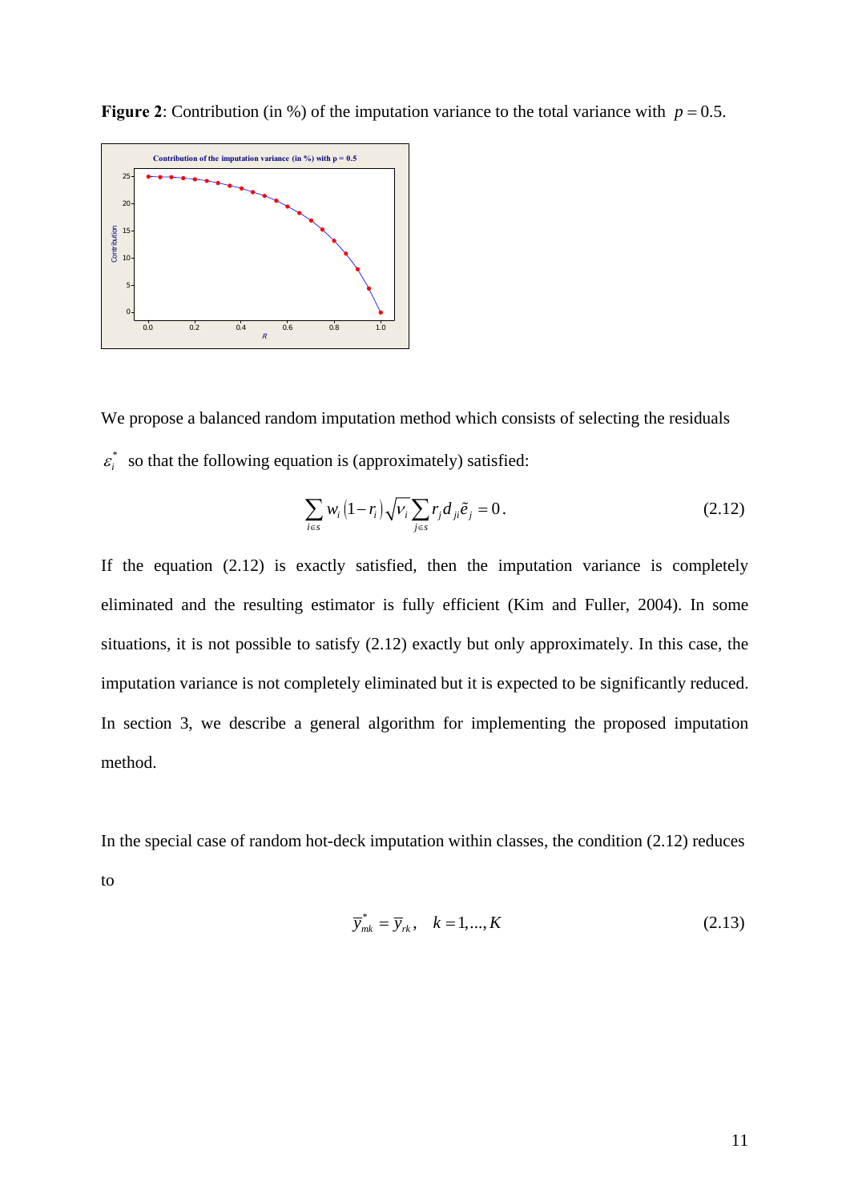**Figure 2**: Contribution (in %) of the imputation variance to the total variance with $p = 0.5$.

We propose a balanced random imputation method which consists of selecting the residuals $\varepsilon_i^*$ so that the following equation is (approximately) satisfied:

$$\sum_{i \in s} w_i (1 - r_i) \sqrt{v_i} \sum_{j \in s} r_j d_{ji} \tilde{e}_j = 0. \tag{2.12}$$

If the equation (2.12) is exactly satisfied, then the imputation variance is completely eliminated and the resulting estimator is fully efficient (Kim and Fuller, 2004). In some situations, it is not possible to satisfy (2.12) exactly but only approximately. In this case, the imputation variance is not completely eliminated but it is expected to be significantly reduced. In section 3, we describe a general algorithm for implementing the proposed imputation method.

In the special case of random hot-deck imputation within classes, the condition (2.12) reduces to

$$\bar{y}_{mk}^* = \bar{y}_{rk}, \quad k = 1, \ldots, K \tag{2.13}$$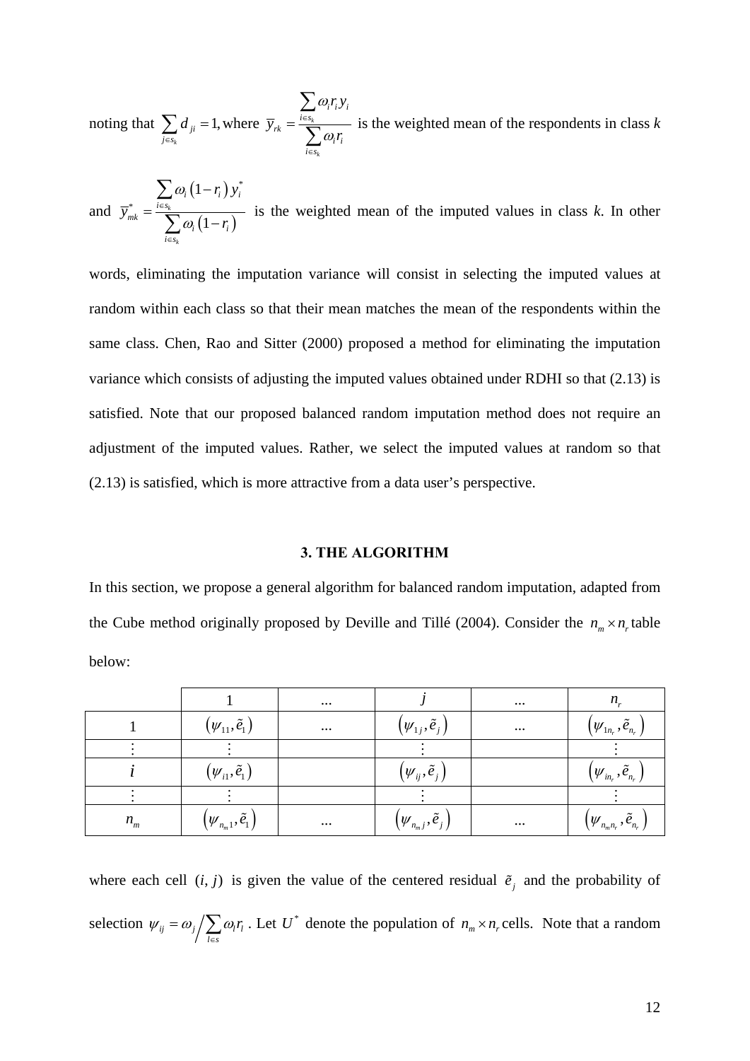noting that $\sum_{j \in s_k} d_{ji} = 1,$ where $\overline{y}_{rk} = \frac{\sum_{i \in s_k} \omega_i r_i y_i}{\sum_{i \in s_k} \omega_i r_i}$ is the weighted mean of the respondents in class $k$

and $\overline{y}^*_{mk} = \frac{\sum_{i \in s_k} \omega_i \left(1 - r_i\right) y^*_i}{\sum_{i \in s_k} \omega_i \left(1 - r_i\right)}$ is the weighted mean of the imputed values in class $k$. In other words, eliminating the imputation variance will consist in selecting the imputed values at random within each class so that their mean matches the mean of the respondents within the same class. Chen, Rao and Sitter (2000) proposed a method for eliminating the imputation variance which consists of adjusting the imputed values obtained under RDHI so that (2.13) is satisfied. Note that our proposed balanced random imputation method does not require an adjustment of the imputed values. Rather, we select the imputed values at random so that (2.13) is satisfied, which is more attractive from a data user's perspective.

## 3. THE ALGORITHM

In this section, we propose a general algorithm for balanced random imputation, adapted from the Cube method originally proposed by Deville and Tillé (2004). Consider the $n_m \times n_r$ table below:

| | 1 | ... | $j$ | ... | $n_r$ |
|---|---|---|---|---|---|
| 1 | $\left(\psi_{11}, \tilde{e}_1\right)$ | ... | $\left(\psi_{1j}, \tilde{e}_j\right)$ | ... | $\left(\psi_{1n_r}, \tilde{e}_{n_r}\right)$ |
| $\vdots$ | $\vdots$ | | $\vdots$ | | $\vdots$ |
| $i$ | $\left(\psi_{i1}, \tilde{e}_1\right)$ | | $\left(\psi_{ij}, \tilde{e}_j\right)$ | | $\left(\psi_{in_r}, \tilde{e}_{n_r}\right)$ |
| $\vdots$ | $\vdots$ | | $\vdots$ | | $\vdots$ |
| $n_m$ | $\left(\psi_{n_m 1}, \tilde{e}_1\right)$ | ... | $\left(\psi_{n_m j}, \tilde{e}_j\right)$ | ... | $\left(\psi_{n_m n_r}, \tilde{e}_{n_r}\right)$ |

where each cell $(i, j)$ is given the value of the centered residual $\tilde{e}_j$ and the probability of selection $\psi_{ij} = \omega_j \Big/ \sum_{l \in s} \omega_l r_l$ . Let $U^*$ denote the population of $n_m \times n_r$ cells. Note that a random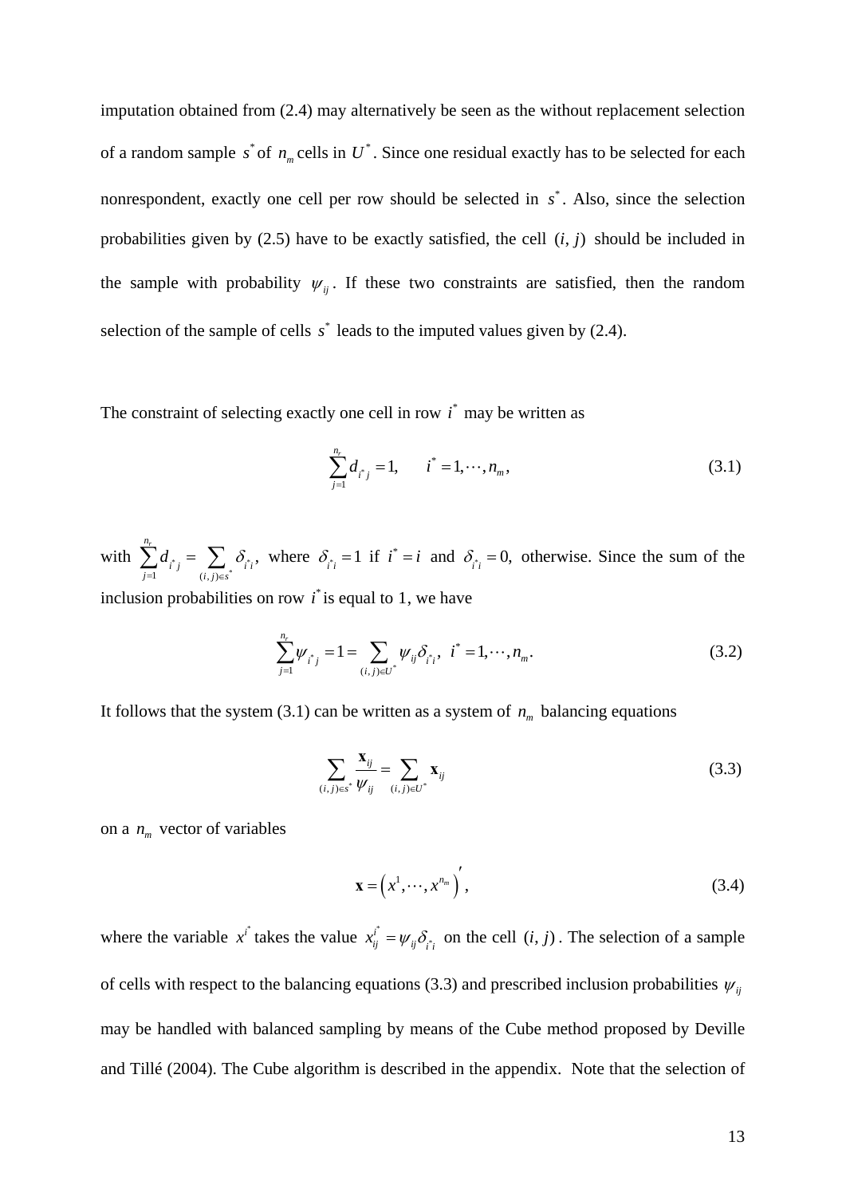imputation obtained from (2.4) may alternatively be seen as the without replacement selection of a random sample $s^*$ of $n_m$ cells in $U^*$. Since one residual exactly has to be selected for each nonrespondent, exactly one cell per row should be selected in $s^*$. Also, since the selection probabilities given by (2.5) have to be exactly satisfied, the cell $(i, j)$ should be included in the sample with probability $\psi_{ij}$. If these two constraints are satisfied, then the random selection of the sample of cells $s^*$ leads to the imputed values given by (2.4).

The constraint of selecting exactly one cell in row $i^*$ may be written as

$$\sum_{j=1}^{n_r} d_{i^* j} = 1, \qquad i^* = 1, \cdots, n_m, \tag{3.1}$$

with $\sum_{j=1}^{n_r} d_{i^* j} = \sum_{(i,j)\in s^*} \delta_{i^* i}$, where $\delta_{i^* i} = 1$ if $i^* = i$ and $\delta_{i^* i} = 0$, otherwise. Since the sum of the inclusion probabilities on row $i^*$ is equal to 1, we have

$$\sum_{j=1}^{n_r} \psi_{i^* j} = 1 = \sum_{(i,j)\in U^*} \psi_{ij} \delta_{i^* i}, \quad i^* = 1, \cdots, n_m. \tag{3.2}$$

It follows that the system (3.1) can be written as a system of $n_m$ balancing equations

$$\sum_{(i,j)\in s^*} \frac{\mathbf{x}_{ij}}{\psi_{ij}} = \sum_{(i,j)\in U^*} \mathbf{x}_{ij} \tag{3.3}$$

on a $n_m$ vector of variables

$$\mathbf{x} = \left( x^1, \cdots, x^{n_m} \right)', \tag{3.4}$$

where the variable $x^{i^*}$ takes the value $x_{ij}^{i^*} = \psi_{ij} \delta_{i^* i}$ on the cell $(i, j)$. The selection of a sample of cells with respect to the balancing equations (3.3) and prescribed inclusion probabilities $\psi_{ij}$ may be handled with balanced sampling by means of the Cube method proposed by Deville and Tillé (2004). The Cube algorithm is described in the appendix. Note that the selection of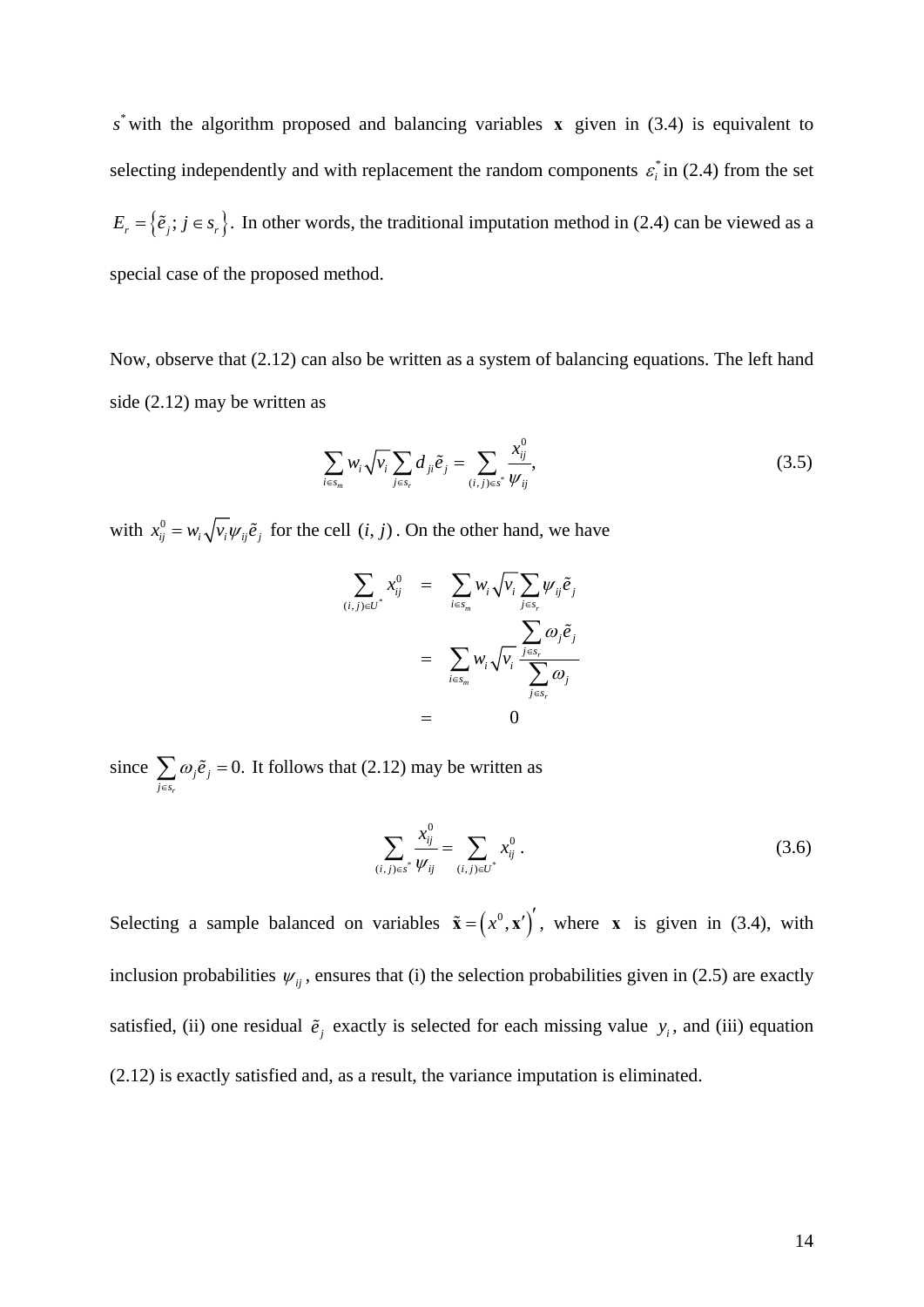$s^*$ with the algorithm proposed and balancing variables $\mathbf{x}$ given in (3.4) is equivalent to selecting independently and with replacement the random components $\varepsilon_i^*$ in (2.4) from the set $E_r = \left\{\tilde{e}_j ;\, j \in s_r\right\}$. In other words, the traditional imputation method in (2.4) can be viewed as a special case of the proposed method.

Now, observe that (2.12) can also be written as a system of balancing equations. The left hand side (2.12) may be written as

$$\sum_{i \in s_m} w_i \sqrt{v_i} \sum_{j \in s_r} d_{ji} \tilde{e}_j = \sum_{(i,j) \in s^*} \frac{x_{ij}^0}{\psi_{ij}}, \tag{3.5}$$

with $x_{ij}^0 = w_i \sqrt{v_i} \psi_{ij} \tilde{e}_j$ for the cell $(i, j)$. On the other hand, we have

$$\begin{aligned}
\sum_{(i,j) \in U^*} x_{ij}^0 &= \sum_{i \in s_m} w_i \sqrt{v_i} \sum_{j \in s_r} \psi_{ij} \tilde{e}_j \\
&= \sum_{i \in s_m} w_i \sqrt{v_i} \, \frac{\sum_{j \in s_r} \omega_j \tilde{e}_j}{\sum_{j \in s_r} \omega_j} \\
&= 0
\end{aligned}$$

since $\sum_{j \in s_r} \omega_j \tilde{e}_j = 0.$ It follows that (2.12) may be written as

$$\sum_{(i,j) \in s^*} \frac{x_{ij}^0}{\psi_{ij}} = \sum_{(i,j) \in U^*} x_{ij}^0 \, . \tag{3.6}$$

Selecting a sample balanced on variables $\tilde{\mathbf{x}} = \left(x^0, \mathbf{x}'\right)'$, where $\mathbf{x}$ is given in (3.4), with inclusion probabilities $\psi_{ij}$, ensures that (i) the selection probabilities given in (2.5) are exactly satisfied, (ii) one residual $\tilde{e}_j$ exactly is selected for each missing value $y_i$, and (iii) equation (2.12) is exactly satisfied and, as a result, the variance imputation is eliminated.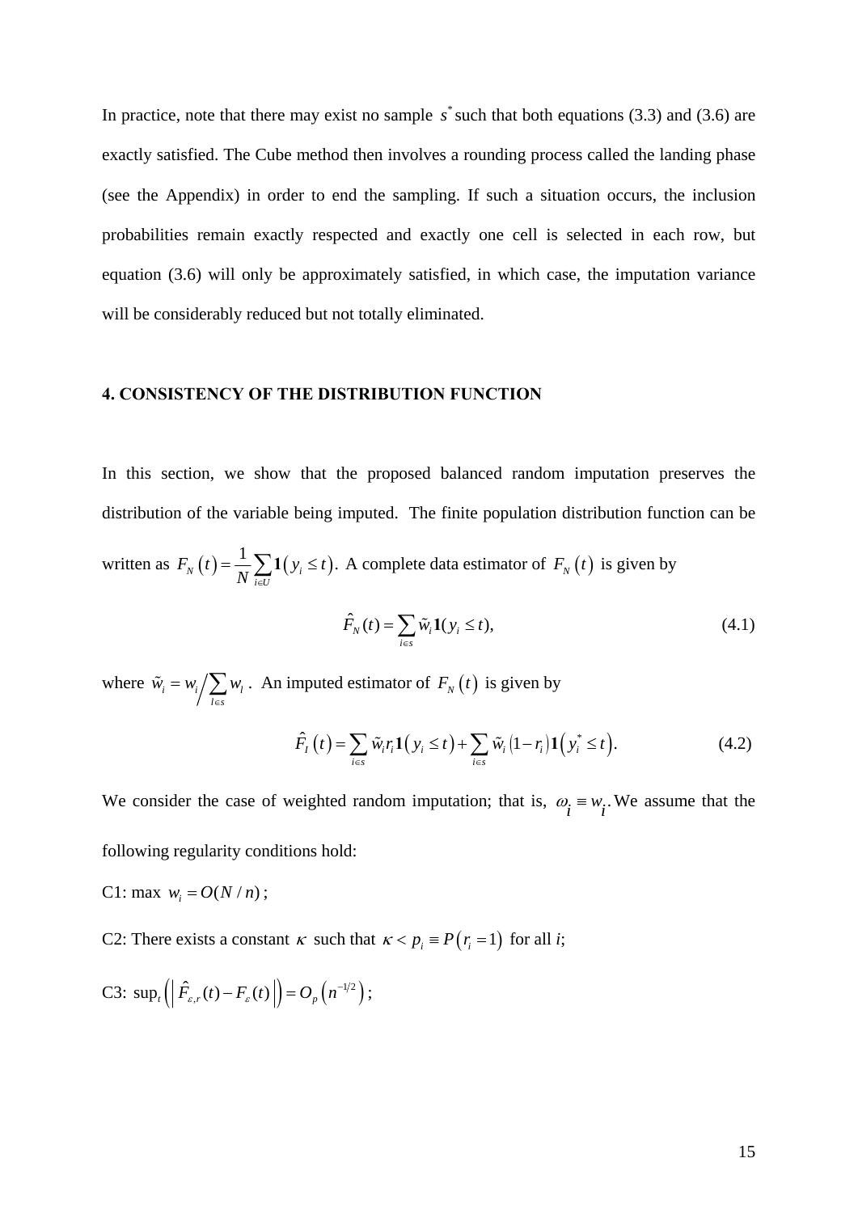In practice, note that there may exist no sample $s^*$ such that both equations (3.3) and (3.6) are exactly satisfied. The Cube method then involves a rounding process called the landing phase (see the Appendix) in order to end the sampling. If such a situation occurs, the inclusion probabilities remain exactly respected and exactly one cell is selected in each row, but equation (3.6) will only be approximately satisfied, in which case, the imputation variance will be considerably reduced but not totally eliminated.

## 4. CONSISTENCY OF THE DISTRIBUTION FUNCTION

In this section, we show that the proposed balanced random imputation preserves the distribution of the variable being imputed. The finite population distribution function can be written as $F_N(t) = \frac{1}{N}\sum_{i \in U} \mathbf{1}(y_i \le t)$. A complete data estimator of $F_N(t)$ is given by

$$\hat{F}_N(t) = \sum_{i \in s} \tilde{w}_i \mathbf{1}(y_i \le t), \tag{4.1}$$

where $\tilde{w}_i = w_i \Big/ \sum_{l \in s} w_l$. An imputed estimator of $F_N(t)$ is given by

$$\hat{F}_I(t) = \sum_{i \in s} \tilde{w}_i r_i \mathbf{1}(y_i \le t) + \sum_{i \in s} \tilde{w}_i (1 - r_i) \mathbf{1}(y_i^* \le t). \tag{4.2}$$

We consider the case of weighted random imputation; that is, $\omega_i \equiv w_i$. We assume that the following regularity conditions hold:

C1: $\max\ w_i = O(N/n)$;

C2: There exists a constant $\kappa$ such that $\kappa < p_i \equiv P(r_i = 1)$ for all $i$;

C3: $\sup_t \left( \left| \hat{F}_{\varepsilon,r}(t) - F_{\varepsilon}(t) \right| \right) = O_p\left(n^{-1/2}\right)$;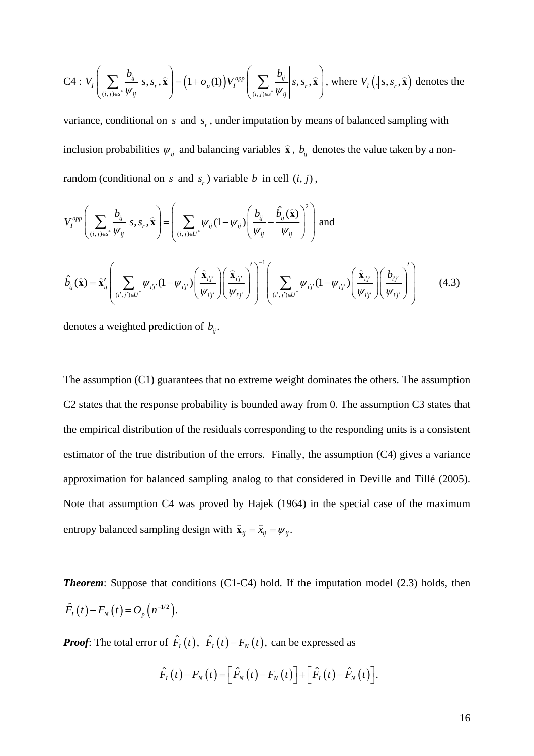C4 : $V_I\left(\sum_{(i,j)\in s^*}\frac{b_{ij}}{\psi_{ij}}\middle| s, s_r, \widehat{\mathbf{x}}\right) = \left(1+o_p(1)\right)V_I^{app}\left(\sum_{(i,j)\in s^*}\frac{b_{ij}}{\psi_{ij}}\middle| s, s_r, \widehat{\mathbf{x}}\right)$, where $V_I\left(.\middle| s, s_r, \widehat{\mathbf{x}}\right)$ denotes the variance, conditional on $s$ and $s_r$, under imputation by means of balanced sampling with inclusion probabilities $\psi_{ij}$ and balancing variables $\widehat{\mathbf{x}}$, $b_{ij}$ denotes the value taken by a non-random (conditional on $s$ and $s_r$) variable $b$ in cell $(i, j)$,

$$V_I^{app}\left(\sum_{(i,j)\in s^*}\frac{b_{ij}}{\psi_{ij}}\middle| s, s_r, \widehat{\mathbf{x}}\right) = \left(\sum_{(i,j)\in U^*}\psi_{ij}(1-\psi_{ij})\left(\frac{b_{ij}}{\psi_{ij}} - \frac{\hat{b}_{ij}(\widehat{\mathbf{x}})}{\psi_{ij}}\right)^2\right) \text{ and}$$

$$\hat{b}_{ij}(\widehat{\mathbf{x}}) = \widehat{\mathbf{x}}_{ij}'\left(\sum_{(i',j')\in U^*}\psi_{i'j'}(1-\psi_{i'j'})\left(\frac{\widehat{\mathbf{x}}_{i'j'}}{\psi_{i'j'}}\right)\left(\frac{\widehat{\mathbf{x}}_{i'j'}}{\psi_{i'j'}}\right)'\right)^{-1}\left(\sum_{(i',j')\in U^*}\psi_{i'j'}(1-\psi_{i'j'})\left(\frac{\widehat{\mathbf{x}}_{i'j'}}{\psi_{i'j'}}\right)\left(\frac{b_{i'j'}}{\psi_{i'j'}}\right)'\right) \qquad (4.3)$$

denotes a weighted prediction of $b_{ij}$.

The assumption (C1) guarantees that no extreme weight dominates the others. The assumption C2 states that the response probability is bounded away from 0. The assumption C3 states that the empirical distribution of the residuals corresponding to the responding units is a consistent estimator of the true distribution of the errors. Finally, the assumption (C4) gives a variance approximation for balanced sampling analog to that considered in Deville and Tillé (2005). Note that assumption C4 was proved by Hajek (1964) in the special case of the maximum entropy balanced sampling design with $\widehat{\mathbf{x}}_{ij} = \widehat{x}_{ij} = \psi_{ij}$.

***Theorem***: Suppose that conditions (C1-C4) hold. If the imputation model (2.3) holds, then $\hat{F}_I(t) - F_N(t) = O_p\left(n^{-1/2}\right)$.

***Proof***: The total error of $\hat{F}_I(t)$, $\hat{F}_I(t) - F_N(t)$, can be expressed as

$$\hat{F}_I(t) - F_N(t) = \left[\hat{F}_N(t) - F_N(t)\right] + \left[\hat{F}_I(t) - \hat{F}_N(t)\right].$$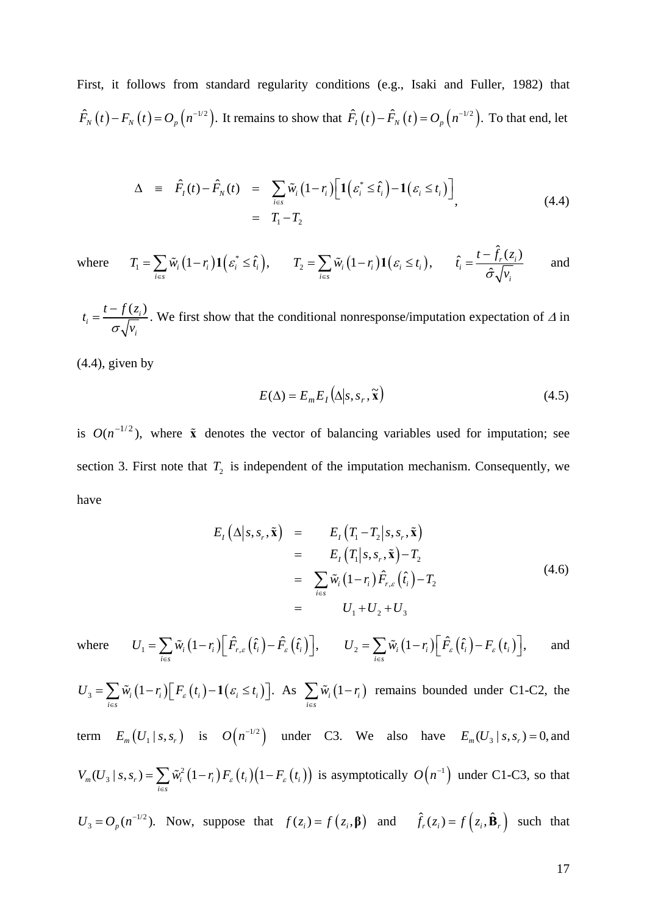First, it follows from standard regularity conditions (e.g., Isaki and Fuller, 1982) that $\hat{F}_N(t) - F_N(t) = O_p(n^{-1/2})$. It remains to show that $\hat{F}_I(t) - \hat{F}_N(t) = O_p(n^{-1/2})$. To that end, let

$$
\begin{aligned}
\Delta \equiv \hat{F}_I(t) - \hat{F}_N(t) &= \sum_{i \in s} \tilde{w}_i (1 - r_i) \left[ \mathbf{1}(\varepsilon_i^* \le \hat{t}_i) - \mathbf{1}(\varepsilon_i \le t_i) \right], \\
&= T_1 - T_2
\end{aligned}
\tag{4.4}
$$

where $T_1 = \sum_{i \in s} \tilde{w}_i (1 - r_i) \mathbf{1}(\varepsilon_i^* \le \hat{t}_i)$, $T_2 = \sum_{i \in s} \tilde{w}_i (1 - r_i) \mathbf{1}(\varepsilon_i \le t_i)$, $\hat{t}_i = \dfrac{t - \hat{f}_r(z_i)}{\hat{\sigma}\sqrt{v_i}}$ and

$t_i = \dfrac{t - f(z_i)}{\sigma\sqrt{v_i}}$. We first show that the conditional nonresponse/imputation expectation of $\Delta$ in (4.4), given by

$$
E(\Delta) = E_m E_I \left( \Delta \middle| s, s_r, \tilde{\mathbf{x}} \right)
\tag{4.5}
$$

is $O(n^{-1/2})$, where $\tilde{\mathbf{x}}$ denotes the vector of balancing variables used for imputation; see section 3. First note that $T_2$ is independent of the imputation mechanism. Consequently, we have

$$
\begin{aligned}
E_I \left( \Delta \middle| s, s_r, \tilde{\mathbf{x}} \right) &= E_I \left( T_1 - T_2 \middle| s, s_r, \tilde{\mathbf{x}} \right) \\
&= E_I \left( T_1 \middle| s, s_r, \tilde{\mathbf{x}} \right) - T_2 \\
&= \sum_{i \in s} \tilde{w}_i (1 - r_i) \hat{F}_{r,\varepsilon}(\hat{t}_i) - T_2 \\
&= U_1 + U_2 + U_3
\end{aligned}
\tag{4.6}
$$

where $U_1 = \sum_{i \in s} \tilde{w}_i (1 - r_i) \left[ \hat{F}_{r,\varepsilon}(\hat{t}_i) - \hat{F}_\varepsilon(\hat{t}_i) \right]$, $U_2 = \sum_{i \in s} \tilde{w}_i (1 - r_i) \left[ \hat{F}_\varepsilon(\hat{t}_i) - F_\varepsilon(t_i) \right]$, and $U_3 = \sum_{i \in s} \tilde{w}_i (1 - r_i) \left[ F_\varepsilon(t_i) - \mathbf{1}(\varepsilon_i \le t_i) \right]$. As $\sum_{i \in s} \tilde{w}_i (1 - r_i)$ remains bounded under C1-C2, the term $E_m(U_1 \mid s, s_r)$ is $O(n^{-1/2})$ under C3. We also have $E_m(U_3 \mid s, s_r) = 0$, and $V_m(U_3 \mid s, s_r) = \sum_{i \in s} \tilde{w}_i^2 (1 - r_i) F_\varepsilon(t_i)(1 - F_\varepsilon(t_i))$ is asymptotically $O(n^{-1})$ under C1-C3, so that $U_3 = O_p(n^{-1/2})$. Now, suppose that $f(z_i) = f(z_i, \boldsymbol{\beta})$ and $\hat{f}_r(z_i) = f(z_i, \hat{\mathbf{B}}_r)$ such that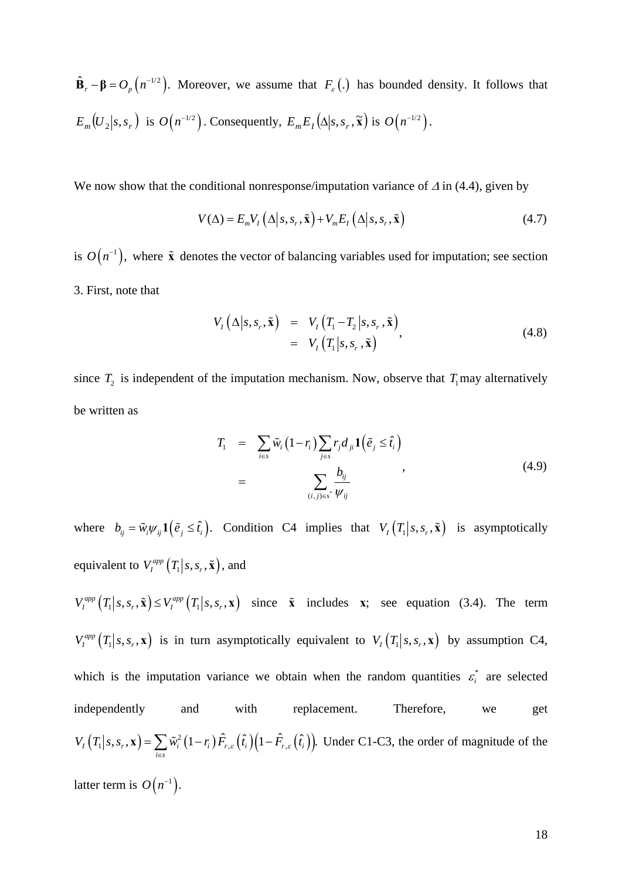$\hat{\mathbf{B}}_r - \boldsymbol{\beta} = O_p\left(n^{-1/2}\right)$. Moreover, we assume that $F_\varepsilon(.)$ has bounded density. It follows that $E_m\left(U_2 \middle| s, s_r\right)$ is $O\left(n^{-1/2}\right)$. Consequently, $E_m E_I\left(\Delta \middle| s, s_r, \tilde{\mathbf{x}}\right)$ is $O\left(n^{-1/2}\right)$.

We now show that the conditional nonresponse/imputation variance of $\Delta$ in (4.4), given by

$$V(\Delta) = E_m V_I\left(\Delta \middle| s, s_r, \tilde{\mathbf{x}}\right) + V_m E_I\left(\Delta \middle| s, s_r, \tilde{\mathbf{x}}\right) \tag{4.7}$$

is $O\left(n^{-1}\right)$, where $\tilde{\mathbf{x}}$ denotes the vector of balancing variables used for imputation; see section 3. First, note that

$$\begin{aligned} V_I\left(\Delta \middle| s, s_r, \tilde{\mathbf{x}}\right) &= V_I\left(T_1 - T_2 \middle| s, s_r, \tilde{\mathbf{x}}\right) \\ &= V_I\left(T_1 \middle| s, s_r, \tilde{\mathbf{x}}\right) \end{aligned}, \tag{4.8}$$

since $T_2$ is independent of the imputation mechanism. Now, observe that $T_1$ may alternatively be written as

$$\begin{aligned} T_1 &= \sum_{i \in s} \tilde{w}_i \left(1 - r_i\right) \sum_{j \in s} r_j d_{ji} \mathbf{1}\left(\tilde{e}_j \le \hat{t}_i\right) \\ &= \sum_{(i,j) \in s^*} \frac{b_{ij}}{\psi_{ij}} \end{aligned}, \tag{4.9}$$

where $b_{ij} = \tilde{w}_i \psi_{ij} \mathbf{1}\left(\tilde{e}_j \le \hat{t}_i\right)$. Condition C4 implies that $V_I\left(T_1 \middle| s, s_r, \tilde{\mathbf{x}}\right)$ is asymptotically equivalent to $V_I^{app}\left(T_1 \middle| s, s_r, \tilde{\mathbf{x}}\right)$, and

$V_I^{app}\left(T_1 \middle| s, s_r, \tilde{\mathbf{x}}\right) \le V_I^{app}\left(T_1 \middle| s, s_r, \mathbf{x}\right)$ since $\tilde{\mathbf{x}}$ includes $\mathbf{x}$; see equation (3.4). The term $V_I^{app}\left(T_1 \middle| s, s_r, \mathbf{x}\right)$ is in turn asymptotically equivalent to $V_I\left(T_1 \middle| s, s_r, \mathbf{x}\right)$ by assumption C4, which is the imputation variance we obtain when the random quantities $\varepsilon_i^*$ are selected independently and with replacement. Therefore, we get $V_I\left(T_1 \middle| s, s_r, \mathbf{x}\right) = \sum_{i \in s} \tilde{w}_i^2 \left(1 - r_i\right) \hat{F}_{r,\varepsilon}\left(\hat{t}_i\right)\left(1 - \hat{F}_{r,\varepsilon}\left(\hat{t}_i\right)\right)$. Under C1-C3, the order of magnitude of the latter term is $O\left(n^{-1}\right)$.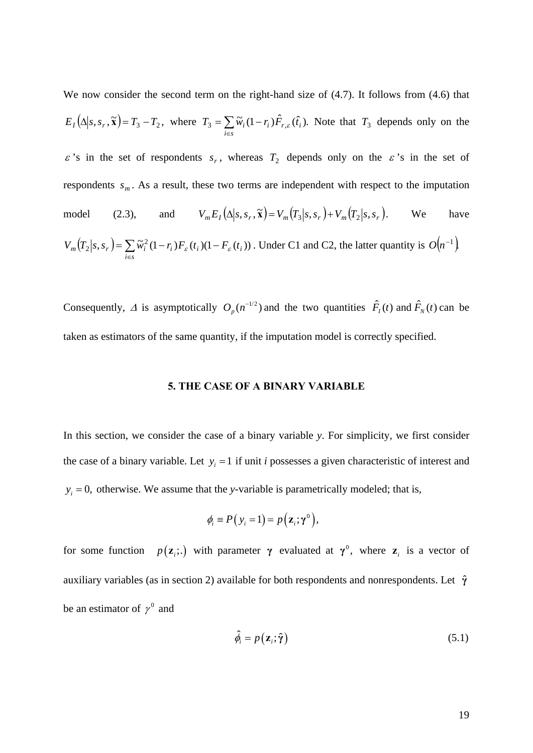We now consider the second term on the right-hand size of (4.7). It follows from (4.6) that $E_I(\Delta|s, s_r, \tilde{\mathbf{x}}) = T_3 - T_2$, where $T_3 = \sum_{i \in s} \tilde{w}_i (1 - r_i) \hat{F}_{r,\varepsilon}(\hat{t}_i)$. Note that $T_3$ depends only on the $\varepsilon$'s in the set of respondents $s_r$, whereas $T_2$ depends only on the $\varepsilon$'s in the set of respondents $s_m$. As a result, these two terms are independent with respect to the imputation model (2.3), and $V_m E_I(\Delta|s, s_r, \tilde{\mathbf{x}}) = V_m(T_3|s, s_r) + V_m(T_2|s, s_r)$. We have $V_m(T_2|s, s_r) = \sum_{i \in s} \tilde{w}_i^2 (1 - r_i) F_\varepsilon(t_i)(1 - F_\varepsilon(t_i))$. Under C1 and C2, the latter quantity is $O(n^{-1})$.

Consequently, $\Delta$ is asymptotically $O_p(n^{-1/2})$ and the two quantities $\hat{F}_I(t)$ and $\hat{F}_N(t)$ can be taken as estimators of the same quantity, if the imputation model is correctly specified.

## 5. THE CASE OF A BINARY VARIABLE

In this section, we consider the case of a binary variable *y*. For simplicity, we first consider the case of a binary variable. Let $y_i = 1$ if unit *i* possesses a given characteristic of interest and $y_i = 0$, otherwise. We assume that the *y*-variable is parametrically modeled; that is,

$$\phi_i \equiv P(y_i = 1) = p(\mathbf{z}_i; \boldsymbol{\gamma}^0),$$

for some function $p(\mathbf{z}_i;.)$ with parameter $\boldsymbol{\gamma}$ evaluated at $\boldsymbol{\gamma}^0$, where $\mathbf{z}_i$ is a vector of auxiliary variables (as in section 2) available for both respondents and nonrespondents. Let $\hat{\boldsymbol{\gamma}}$ be an estimator of $\gamma^0$ and

$$\hat{\phi}_i = p(\mathbf{z}_i; \hat{\boldsymbol{\gamma}}) \tag{5.1}$$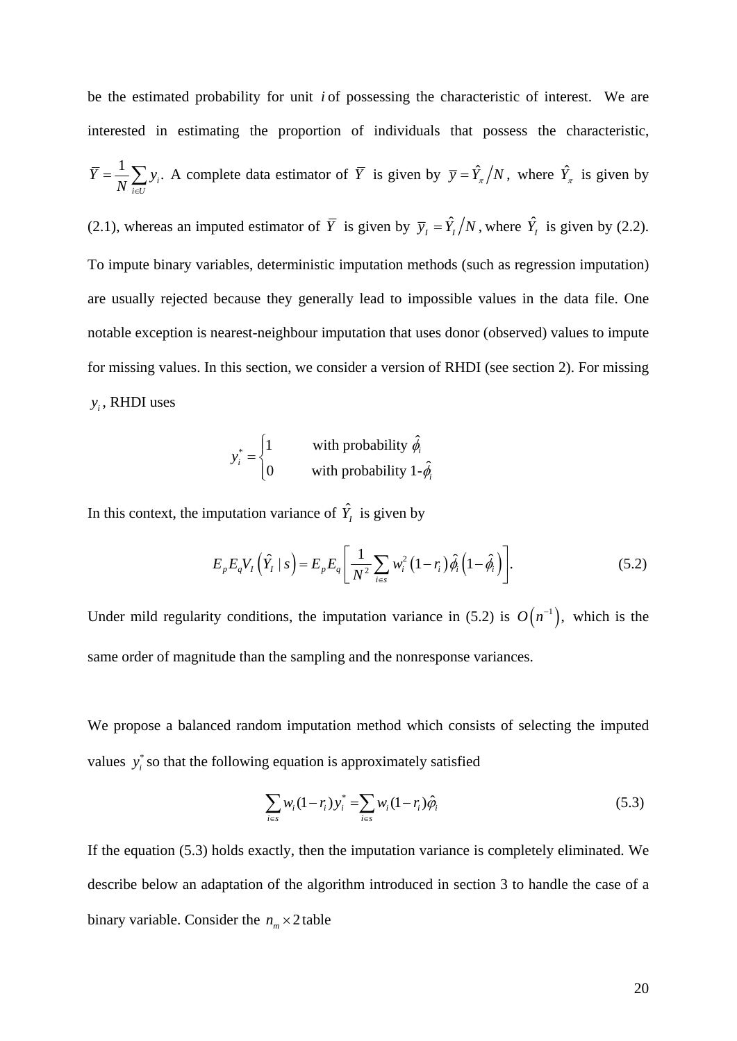be the estimated probability for unit $i$ of possessing the characteristic of interest. We are interested in estimating the proportion of individuals that possess the characteristic, $\bar{Y} = \frac{1}{N}\sum_{i \in U} y_i$. A complete data estimator of $\bar{Y}$ is given by $\bar{y} = \hat{Y}_\pi / N$, where $\hat{Y}_\pi$ is given by (2.1), whereas an imputed estimator of $\bar{Y}$ is given by $\bar{y}_I = \hat{Y}_I / N$, where $\hat{Y}_I$ is given by (2.2). To impute binary variables, deterministic imputation methods (such as regression imputation) are usually rejected because they generally lead to impossible values in the data file. One notable exception is nearest-neighbour imputation that uses donor (observed) values to impute for missing values. In this section, we consider a version of RHDI (see section 2). For missing $y_i$, RHDI uses

$$y_i^* = \begin{cases} 1 & \text{with probability } \hat{\phi}_i \\ 0 & \text{with probability } 1\text{-}\hat{\phi}_i \end{cases}$$

In this context, the imputation variance of $\hat{Y}_I$ is given by

$$E_p E_q V_I\left(\hat{Y}_I \mid s\right) = E_p E_q \left[ \frac{1}{N^2} \sum_{i \in s} w_i^2 \left(1 - r_i\right) \hat{\phi}_i \left(1 - \hat{\phi}_i\right) \right]. \tag{5.2}$$

Under mild regularity conditions, the imputation variance in (5.2) is $O\left(n^{-1}\right)$, which is the same order of magnitude than the sampling and the nonresponse variances.

We propose a balanced random imputation method which consists of selecting the imputed values $y_i^*$ so that the following equation is approximately satisfied

$$\sum_{i \in s} w_i (1 - r_i) y_i^* = \sum_{i \in s} w_i (1 - r_i) \hat{\varphi}_i \tag{5.3}$$

If the equation (5.3) holds exactly, then the imputation variance is completely eliminated. We describe below an adaptation of the algorithm introduced in section 3 to handle the case of a binary variable. Consider the $n_m \times 2$ table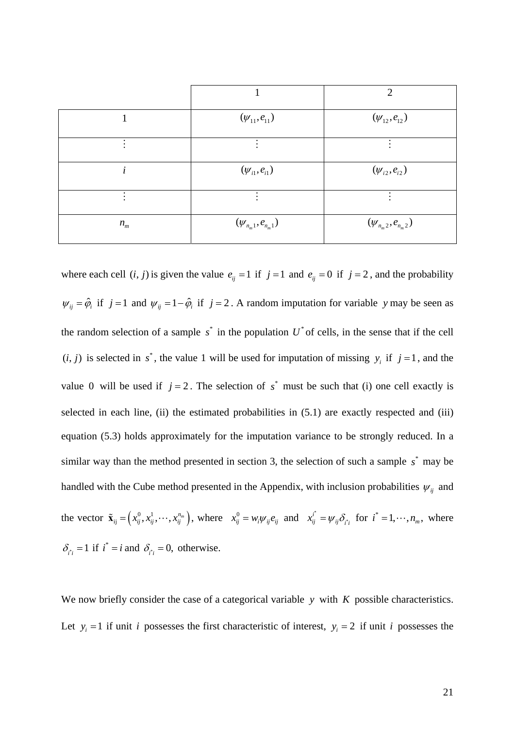|  | 1 | 2 |
|---|---|---|
| 1 | $(\psi_{11}, e_{11})$ | $(\psi_{12}, e_{12})$ |
| $\vdots$ | $\vdots$ | $\vdots$ |
| $i$ | $(\psi_{i1}, e_{i1})$ | $(\psi_{i2}, e_{i2})$ |
| $\vdots$ | $\vdots$ | $\vdots$ |
| $n_m$ | $(\psi_{n_m 1}, e_{n_m 1})$ | $(\psi_{n_m 2}, e_{n_m 2})$ |

where each cell $(i, j)$ is given the value $e_{ij} = 1$ if $j = 1$ and $e_{ij} = 0$ if $j = 2$, and the probability $\psi_{ij} = \hat{\varphi}_i$ if $j = 1$ and $\psi_{ij} = 1 - \hat{\varphi}_i$ if $j = 2$. A random imputation for variable $y$ may be seen as the random selection of a sample $s^*$ in the population $U^*$ of cells, in the sense that if the cell $(i, j)$ is selected in $s^*$, the value 1 will be used for imputation of missing $y_i$ if $j = 1$, and the value 0 will be used if $j = 2$. The selection of $s^*$ must be such that (i) one cell exactly is selected in each line, (ii) the estimated probabilities in (5.1) are exactly respected and (iii) equation (5.3) holds approximately for the imputation variance to be strongly reduced. In a similar way than the method presented in section 3, the selection of such a sample $s^*$ may be handled with the Cube method presented in the Appendix, with inclusion probabilities $\psi_{ij}$ and the vector $\tilde{\mathbf{x}}_{ij} = \left( x_{ij}^0, x_{ij}^1, \cdots, x_{ij}^{n_m} \right)$, where $x_{ij}^0 = w_i \psi_{ij} e_{ij}$ and $x_{ij}^{i^*} = \psi_{ij} \delta_{i^* i}$ for $i^* = 1, \cdots, n_m$, where $\delta_{i^* i} = 1$ if $i^* = i$ and $\delta_{i^* i} = 0,$ otherwise.

We now briefly consider the case of a categorical variable $y$ with $K$ possible characteristics. Let $y_i = 1$ if unit $i$ possesses the first characteristic of interest, $y_i = 2$ if unit $i$ possesses the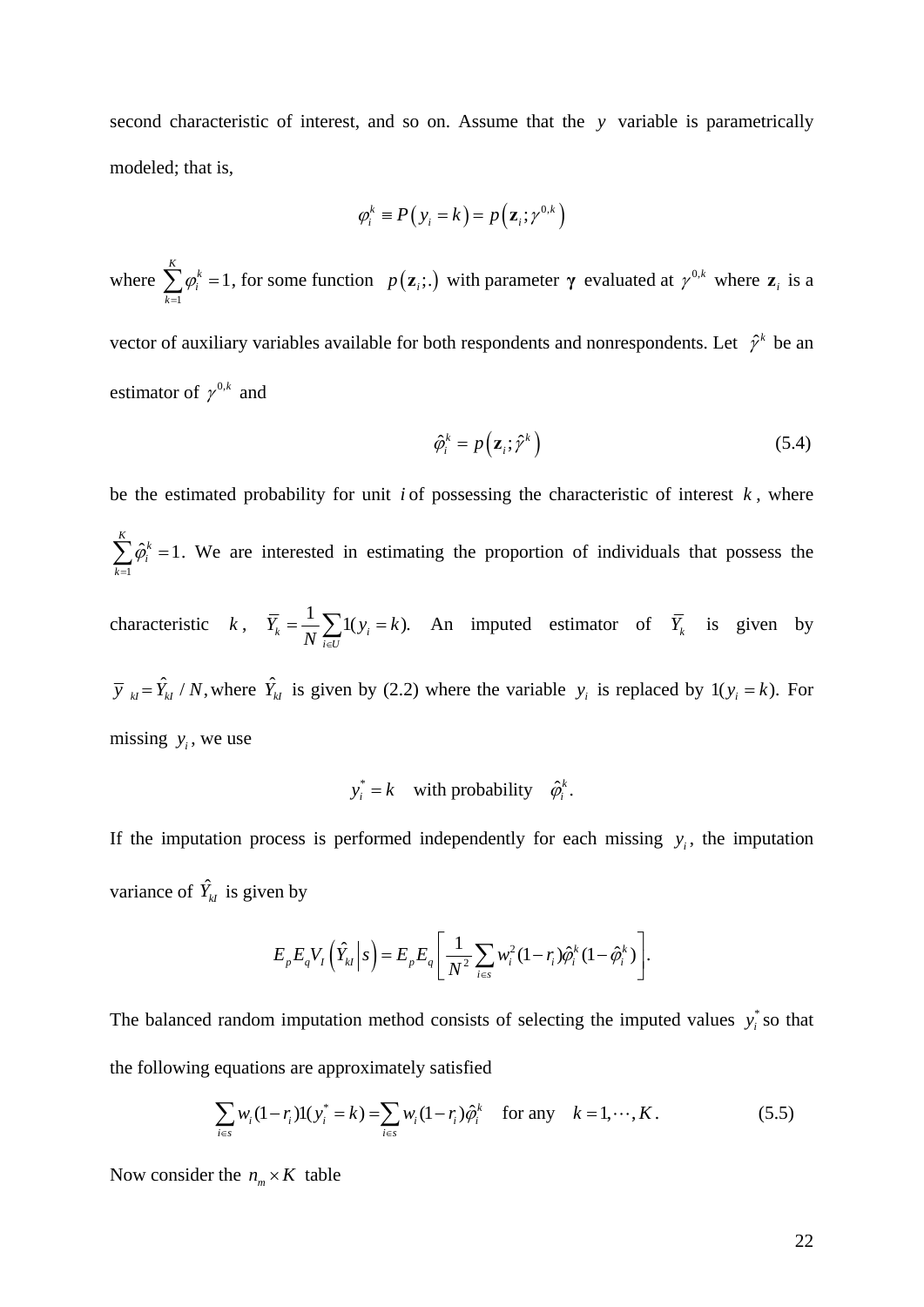second characteristic of interest, and so on. Assume that the $y$ variable is parametrically modeled; that is,

$$\varphi_i^k \equiv P\left(y_i = k\right) = p\left(\mathbf{z}_i; \gamma^{0,k}\right)$$

where $\sum_{k=1}^{K} \varphi_i^k = 1$, for some function $p\left(\mathbf{z}_i;.\right)$ with parameter $\boldsymbol{\gamma}$ evaluated at $\gamma^{0,k}$ where $\mathbf{z}_i$ is a vector of auxiliary variables available for both respondents and nonrespondents. Let $\hat{\gamma}^k$ be an estimator of $\gamma^{0,k}$ and

$$\hat{\varphi}_i^k = p\left(\mathbf{z}_i; \hat{\gamma}^k\right) \tag{5.4}$$

be the estimated probability for unit $i$ of possessing the characteristic of interest $k$, where $\sum_{k=1}^{K} \hat{\varphi}_i^k = 1$. We are interested in estimating the proportion of individuals that possess the characteristic $k$, $\overline{Y}_k = \frac{1}{N}\sum_{i \in U} 1(y_i = k)$. An imputed estimator of $\overline{Y}_k$ is given by $\overline{y}_{kI} = \hat{Y}_{kI} / N$, where $\hat{Y}_{kI}$ is given by (2.2) where the variable $y_i$ is replaced by $1(y_i = k)$. For missing $y_i$, we use

$$y_i^* = k \quad \text{with probability} \quad \hat{\varphi}_i^k.$$

If the imputation process is performed independently for each missing $y_i$, the imputation variance of $\hat{Y}_{kI}$ is given by

$$E_p E_q V_I\left(\hat{Y}_{kI} \middle| s\right) = E_p E_q \left[\frac{1}{N^2}\sum_{i \in s} w_i^2 (1 - r_i)\hat{\varphi}_i^k (1 - \hat{\varphi}_i^k)\right].$$

The balanced random imputation method consists of selecting the imputed values $y_i^*$ so that the following equations are approximately satisfied

$$\sum_{i \in s} w_i (1 - r_i) 1(y_i^* = k) = \sum_{i \in s} w_i (1 - r_i)\hat{\varphi}_i^k \quad \text{for any} \quad k = 1, \cdots, K. \tag{5.5}$$

Now consider the $n_m \times K$ table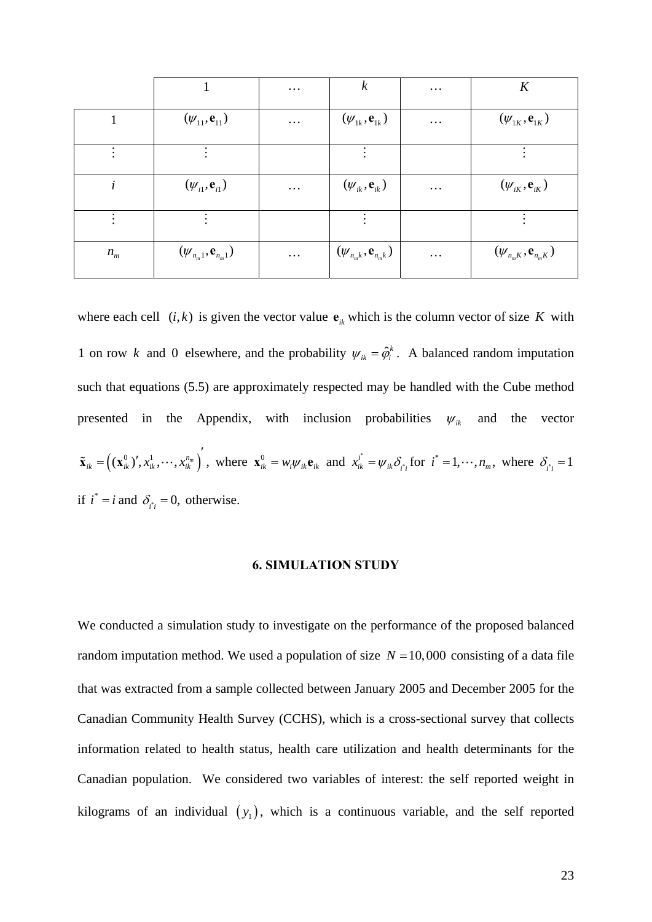|  | 1 | $\cdots$ | $k$ | $\cdots$ | $K$ |
|---|---|---|---|---|---|
| 1 | $(\psi_{11}, \mathbf{e}_{11})$ | $\cdots$ | $(\psi_{1k}, \mathbf{e}_{1k})$ | $\cdots$ | $(\psi_{1K}, \mathbf{e}_{1K})$ |
| $\vdots$ | $\vdots$ |  | $\vdots$ |  | $\vdots$ |
| $i$ | $(\psi_{i1}, \mathbf{e}_{i1})$ | $\cdots$ | $(\psi_{ik}, \mathbf{e}_{ik})$ | $\cdots$ | $(\psi_{iK}, \mathbf{e}_{iK})$ |
| $\vdots$ | $\vdots$ |  | $\vdots$ |  | $\vdots$ |
| $n_m$ | $(\psi_{n_m 1}, \mathbf{e}_{n_m 1})$ | $\cdots$ | $(\psi_{n_m k}, \mathbf{e}_{n_m k})$ | $\cdots$ | $(\psi_{n_m K}, \mathbf{e}_{n_m K})$ |

where each cell $(i,k)$ is given the vector value $\mathbf{e}_{ik}$ which is the column vector of size $K$ with 1 on row $k$ and 0 elsewhere, and the probability $\psi_{ik} = \hat{\varphi}_i^k$. A balanced random imputation such that equations (5.5) are approximately respected may be handled with the Cube method presented in the Appendix, with inclusion probabilities $\psi_{ik}$ and the vector $\tilde{\mathbf{x}}_{ik} = \left((\mathbf{x}_{ik}^0)', x_{ik}^1, \cdots, x_{ik}^{n_m}\right)'$, where $\mathbf{x}_{ik}^0 = w_i \psi_{ik} \mathbf{e}_{ik}$ and $x_{ik}^{i^*} = \psi_{ik} \delta_{i^* i}$ for $i^* = 1, \cdots, n_m$, where $\delta_{i^* i} = 1$ if $i^* = i$ and $\delta_{i^* i} = 0$, otherwise.

## 6. SIMULATION STUDY

We conducted a simulation study to investigate on the performance of the proposed balanced random imputation method. We used a population of size $N = 10,000$ consisting of a data file that was extracted from a sample collected between January 2005 and December 2005 for the Canadian Community Health Survey (CCHS), which is a cross-sectional survey that collects information related to health status, health care utilization and health determinants for the Canadian population. We considered two variables of interest: the self reported weight in kilograms of an individual $(y_1)$, which is a continuous variable, and the self reported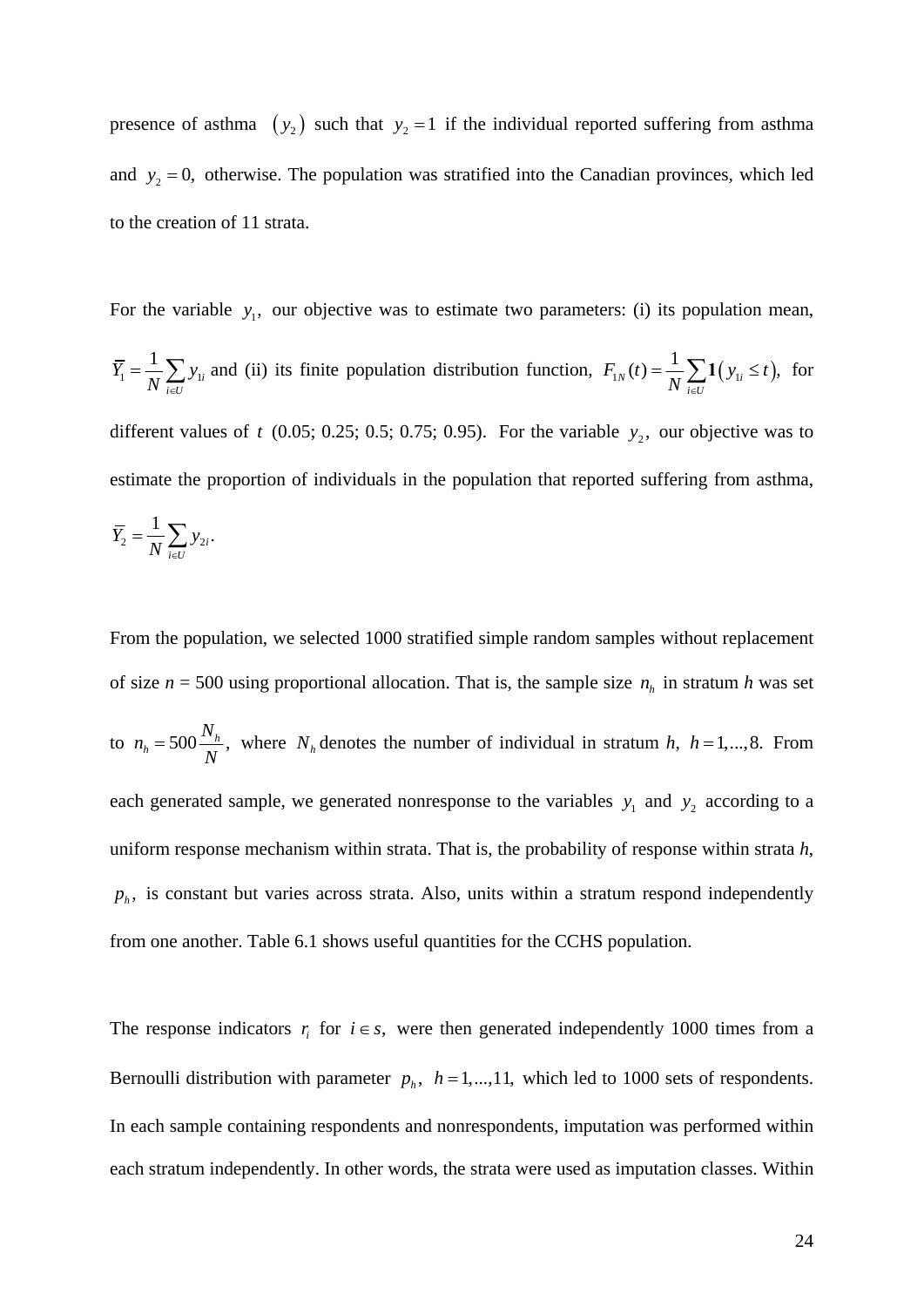presence of asthma $(y_2)$ such that $y_2 = 1$ if the individual reported suffering from asthma and $y_2 = 0,$ otherwise. The population was stratified into the Canadian provinces, which led to the creation of 11 strata.

For the variable $y_1,$ our objective was to estimate two parameters: (i) its population mean, $\bar{Y}_1 = \frac{1}{N}\sum_{i \in U} y_{1i}$ and (ii) its finite population distribution function, $F_{1N}(t) = \frac{1}{N}\sum_{i \in U} \mathbf{1}(y_{1i} \le t),$ for different values of $t$ (0.05; 0.25; 0.5; 0.75; 0.95). For the variable $y_2,$ our objective was to estimate the proportion of individuals in the population that reported suffering from asthma, $\bar{Y}_2 = \frac{1}{N}\sum_{i \in U} y_{2i}.$

From the population, we selected 1000 stratified simple random samples without replacement of size *n* = 500 using proportional allocation. That is, the sample size $n_h$ in stratum *h* was set to $n_h = 500\frac{N_h}{N},$ where $N_h$ denotes the number of individual in stratum *h*, $h = 1,...,8.$ From each generated sample, we generated nonresponse to the variables $y_1$ and $y_2$ according to a uniform response mechanism within strata. That is, the probability of response within strata *h*, $p_h,$ is constant but varies across strata. Also, units within a stratum respond independently from one another. Table 6.1 shows useful quantities for the CCHS population.

The response indicators $r_i$ for $i \in s,$ were then generated independently 1000 times from a Bernoulli distribution with parameter $p_h,$ $h = 1,...,11,$ which led to 1000 sets of respondents. In each sample containing respondents and nonrespondents, imputation was performed within each stratum independently. In other words, the strata were used as imputation classes. Within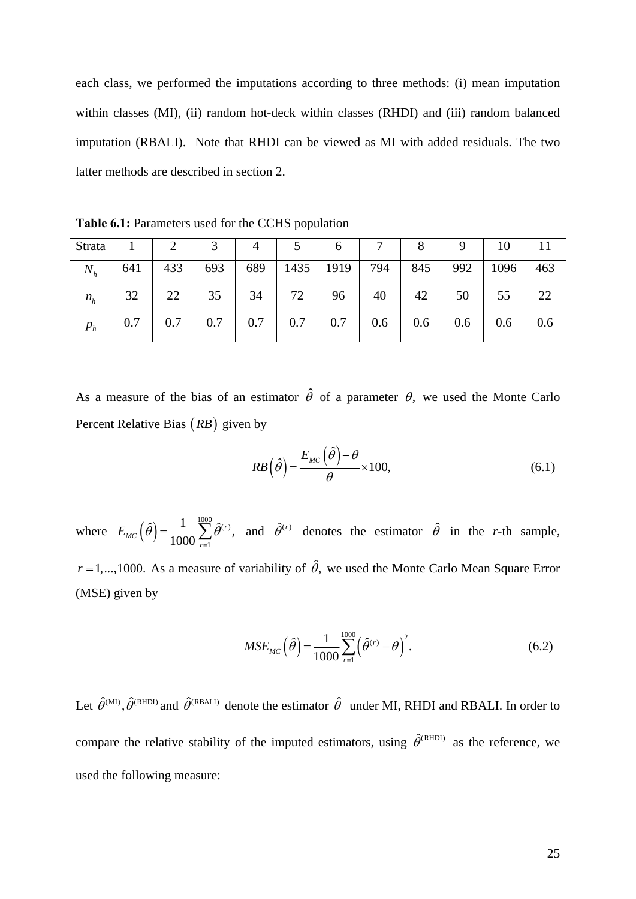each class, we performed the imputations according to three methods: (i) mean imputation within classes (MI), (ii) random hot-deck within classes (RHDI) and (iii) random balanced imputation (RBALI). Note that RHDI can be viewed as MI with added residuals. The two latter methods are described in section 2.

**Table 6.1:** Parameters used for the CCHS population

| Strata | 1 | 2 | 3 | 4 | 5 | 6 | 7 | 8 | 9 | 10 | 11 |
|---|---|---|---|---|---|---|---|---|---|---|---|
| $N_h$ | 641 | 433 | 693 | 689 | 1435 | 1919 | 794 | 845 | 992 | 1096 | 463 |
| $n_h$ | 32 | 22 | 35 | 34 | 72 | 96 | 40 | 42 | 50 | 55 | 22 |
| $p_h$ | 0.7 | 0.7 | 0.7 | 0.7 | 0.7 | 0.7 | 0.6 | 0.6 | 0.6 | 0.6 | 0.6 |

As a measure of the bias of an estimator $\hat{\theta}$ of a parameter $\theta$, we used the Monte Carlo Percent Relative Bias $(RB)$ given by

$$RB\left(\hat{\theta}\right) = \frac{E_{MC}\left(\hat{\theta}\right) - \theta}{\theta} \times 100, \tag{6.1}$$

where $E_{MC}\left(\hat{\theta}\right) = \frac{1}{1000}\sum_{r=1}^{1000}\hat{\theta}^{(r)},$ and $\hat{\theta}^{(r)}$ denotes the estimator $\hat{\theta}$ in the $r$-th sample, $r = 1,...,1000.$ As a measure of variability of $\hat{\theta},$ we used the Monte Carlo Mean Square Error (MSE) given by

$$MSE_{MC}\left(\hat{\theta}\right) = \frac{1}{1000}\sum_{r=1}^{1000}\left(\hat{\theta}^{(r)} - \theta\right)^2. \tag{6.2}$$

Let $\hat{\theta}^{(\mathrm{MI})}, \hat{\theta}^{(\mathrm{RHDI})}$ and $\hat{\theta}^{(\mathrm{RBALI})}$ denote the estimator $\hat{\theta}$ under MI, RHDI and RBALI. In order to compare the relative stability of the imputed estimators, using $\hat{\theta}^{(\mathrm{RHDI})}$ as the reference, we used the following measure: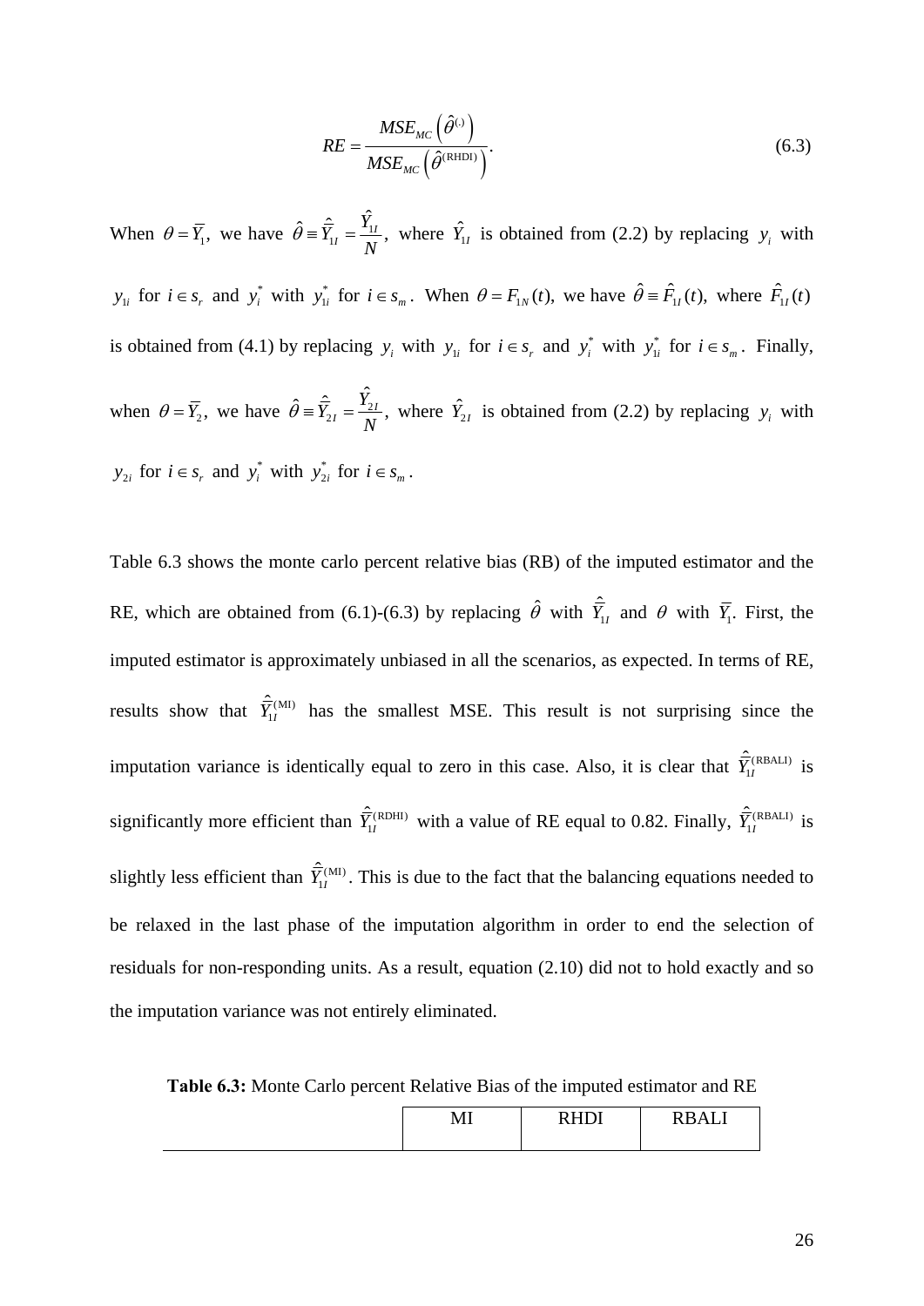$$RE = \frac{MSE_{MC}\left(\hat{\theta}^{(.)}\right)}{MSE_{MC}\left(\hat{\theta}^{(\text{RHDI})}\right)}. \tag{6.3}$$

When $\theta = \overline{Y}_1$, we have $\hat{\theta} \equiv \hat{\overline{Y}}_{1I} = \frac{\hat{Y}_{1I}}{N}$, where $\hat{Y}_{1I}$ is obtained from (2.2) by replacing $y_i$ with $y_{1i}$ for $i \in s_r$ and $y_i^*$ with $y_{1i}^*$ for $i \in s_m$. When $\theta = F_{1N}(t)$, we have $\hat{\theta} \equiv \hat{F}_{1I}(t)$, where $\hat{F}_{1I}(t)$ is obtained from (4.1) by replacing $y_i$ with $y_{1i}$ for $i \in s_r$ and $y_i^*$ with $y_{1i}^*$ for $i \in s_m$. Finally, when $\theta = \overline{Y}_2$, we have $\hat{\theta} \equiv \hat{\overline{Y}}_{2I} = \frac{\hat{Y}_{2I}}{N}$, where $\hat{Y}_{2I}$ is obtained from (2.2) by replacing $y_i$ with $y_{2i}$ for $i \in s_r$ and $y_i^*$ with $y_{2i}^*$ for $i \in s_m$.

Table 6.3 shows the monte carlo percent relative bias (RB) of the imputed estimator and the RE, which are obtained from (6.1)-(6.3) by replacing $\hat{\theta}$ with $\hat{\overline{Y}}_{1I}$ and $\theta$ with $\overline{Y}_1$. First, the imputed estimator is approximately unbiased in all the scenarios, as expected. In terms of RE, results show that $\hat{\overline{Y}}_{1I}^{(\text{MI})}$ has the smallest MSE. This result is not surprising since the imputation variance is identically equal to zero in this case. Also, it is clear that $\hat{\overline{Y}}_{1I}^{(\text{RBALI})}$ is significantly more efficient than $\hat{\overline{Y}}_{1I}^{(\text{RDHI})}$ with a value of RE equal to 0.82. Finally, $\hat{\overline{Y}}_{1I}^{(\text{RBALI})}$ is slightly less efficient than $\hat{\overline{Y}}_{1I}^{(\text{MI})}$. This is due to the fact that the balancing equations needed to be relaxed in the last phase of the imputation algorithm in order to end the selection of residuals for non-responding units. As a result, equation (2.10) did not to hold exactly and so the imputation variance was not entirely eliminated.

**Table 6.3:** Monte Carlo percent Relative Bias of the imputed estimator and RE

| | MI | RHDI | RBALI |
|---|---|---|---|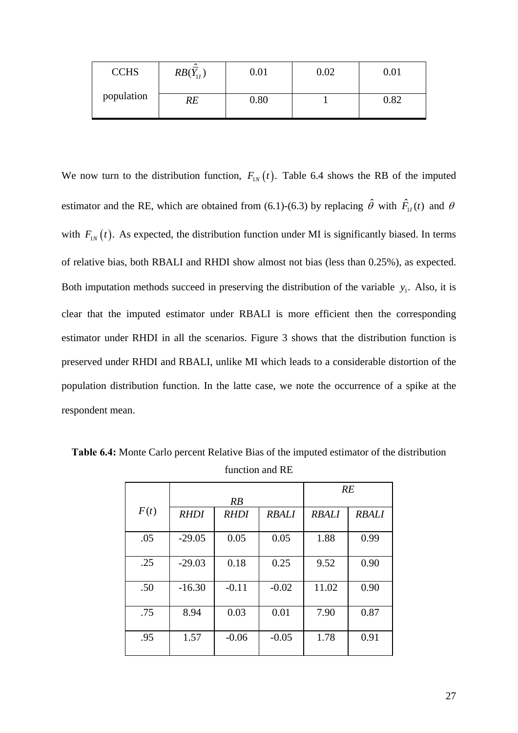| CCHS | $RB(\hat{\bar{Y}}_{1I})$ | 0.01 | 0.02 | 0.01 |
|---|---|---|---|---|
| population | *RE* | 0.80 | 1 | 0.82 |

We now turn to the distribution function, $F_{1N}(t)$. Table 6.4 shows the RB of the imputed estimator and the RE, which are obtained from (6.1)-(6.3) by replacing $\hat{\theta}$ with $\hat{F}_{1I}(t)$ and $\theta$ with $F_{1N}(t)$. As expected, the distribution function under MI is significantly biased. In terms of relative bias, both RBALI and RHDI show almost not bias (less than 0.25%), as expected. Both imputation methods succeed in preserving the distribution of the variable $y_1$. Also, it is clear that the imputed estimator under RBALI is more efficient then the corresponding estimator under RHDI in all the scenarios. Figure 3 shows that the distribution function is preserved under RHDI and RBALI, unlike MI which leads to a considerable distortion of the population distribution function. In the latte case, we note the occurrence of a spike at the respondent mean.

**Table 6.4:** Monte Carlo percent Relative Bias of the imputed estimator of the distribution function and RE

| $F(t)$ | *RB* | | | *RE* | |
|---|---|---|---|---|---|
| | *RHDI* | *RHDI* | *RBALI* | *RBALI* | *RBALI* |
| .05 | -29.05 | 0.05 | 0.05 | 1.88 | 0.99 |
| .25 | -29.03 | 0.18 | 0.25 | 9.52 | 0.90 |
| .50 | -16.30 | -0.11 | -0.02 | 11.02 | 0.90 |
| .75 | 8.94 | 0.03 | 0.01 | 7.90 | 0.87 |
| .95 | 1.57 | -0.06 | -0.05 | 1.78 | 0.91 |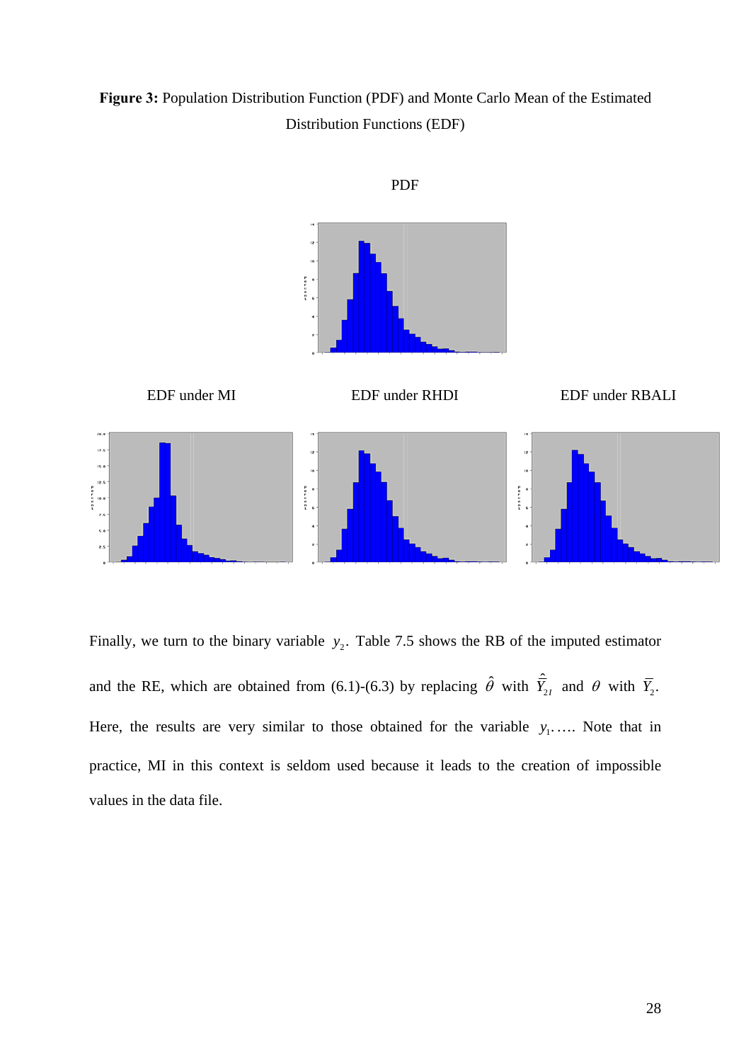**Figure 3:** Population Distribution Function (PDF) and Monte Carlo Mean of the Estimated Distribution Functions (EDF)

PDF

EDF under MI

EDF under RHDI

EDF under RBALI

Finally, we turn to the binary variable $y_2$. Table 7.5 shows the RB of the imputed estimator and the RE, which are obtained from (6.1)-(6.3) by replacing $\hat{\theta}$ with $\hat{\bar{Y}}_{2I}$ and $\theta$ with $\bar{Y}_2$. Here, the results are very similar to those obtained for the variable $y_1$…. Note that in practice, MI in this context is seldom used because it leads to the creation of impossible values in the data file.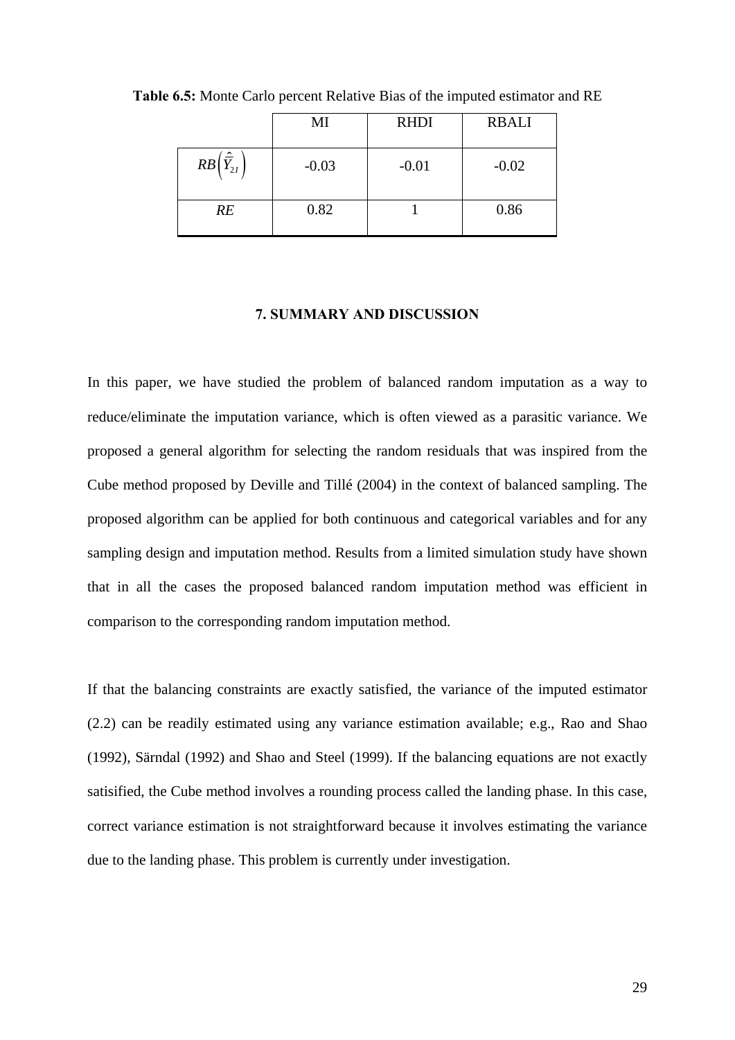**Table 6.5:** Monte Carlo percent Relative Bias of the imputed estimator and RE

| | MI | RHDI | RBALI |
|---|---|---|---|
| $RB\left(\hat{\bar{Y}}_{2I}\right)$ | -0.03 | -0.01 | -0.02 |
| $RE$ | 0.82 | 1 | 0.86 |

## 7. SUMMARY AND DISCUSSION

In this paper, we have studied the problem of balanced random imputation as a way to reduce/eliminate the imputation variance, which is often viewed as a parasitic variance. We proposed a general algorithm for selecting the random residuals that was inspired from the Cube method proposed by Deville and Tillé (2004) in the context of balanced sampling. The proposed algorithm can be applied for both continuous and categorical variables and for any sampling design and imputation method. Results from a limited simulation study have shown that in all the cases the proposed balanced random imputation method was efficient in comparison to the corresponding random imputation method.

If that the balancing constraints are exactly satisfied, the variance of the imputed estimator (2.2) can be readily estimated using any variance estimation available; e.g., Rao and Shao (1992), Särndal (1992) and Shao and Steel (1999). If the balancing equations are not exactly satisified, the Cube method involves a rounding process called the landing phase. In this case, correct variance estimation is not straightforward because it involves estimating the variance due to the landing phase. This problem is currently under investigation.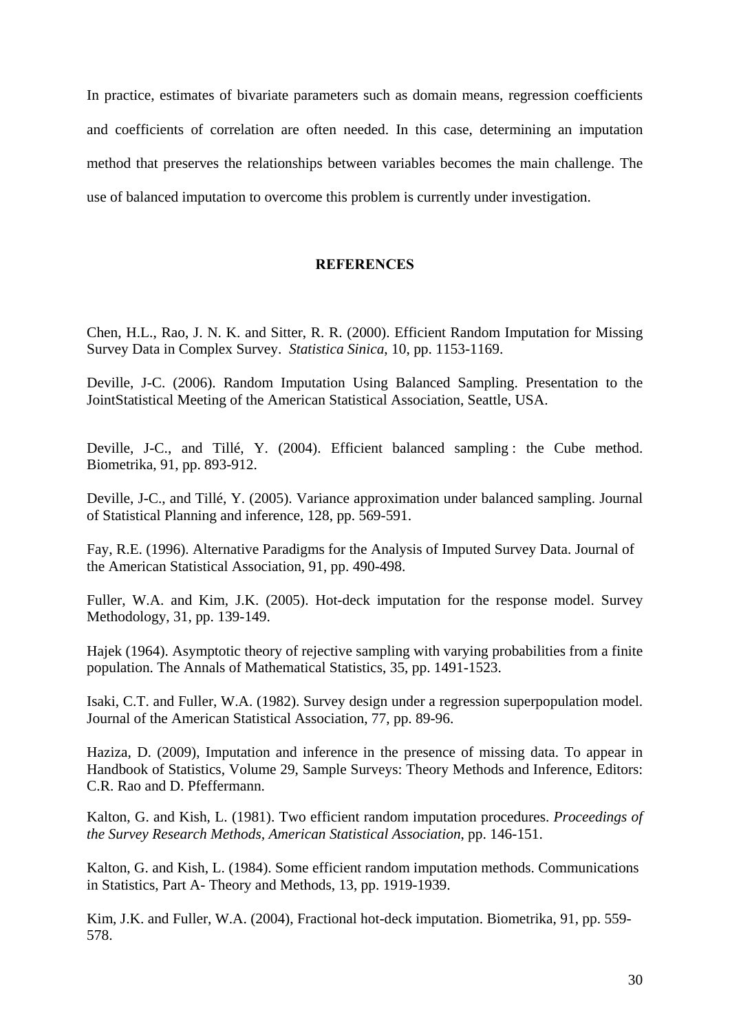In practice, estimates of bivariate parameters such as domain means, regression coefficients and coefficients of correlation are often needed. In this case, determining an imputation method that preserves the relationships between variables becomes the main challenge. The use of balanced imputation to overcome this problem is currently under investigation.

## REFERENCES

Chen, H.L., Rao, J. N. K. and Sitter, R. R. (2000). Efficient Random Imputation for Missing Survey Data in Complex Survey. *Statistica Sinica*, 10, pp. 1153-1169.

Deville, J-C. (2006). Random Imputation Using Balanced Sampling. Presentation to the JointStatistical Meeting of the American Statistical Association, Seattle, USA.

Deville, J-C., and Tillé, Y. (2004). Efficient balanced sampling : the Cube method. Biometrika, 91, pp. 893-912.

Deville, J-C., and Tillé, Y. (2005). Variance approximation under balanced sampling. Journal of Statistical Planning and inference, 128, pp. 569-591.

Fay, R.E. (1996). Alternative Paradigms for the Analysis of Imputed Survey Data. Journal of the American Statistical Association, 91, pp. 490-498.

Fuller, W.A. and Kim, J.K. (2005). Hot-deck imputation for the response model. Survey Methodology, 31, pp. 139-149.

Hajek (1964). Asymptotic theory of rejective sampling with varying probabilities from a finite population. The Annals of Mathematical Statistics, 35, pp. 1491-1523.

Isaki, C.T. and Fuller, W.A. (1982). Survey design under a regression superpopulation model. Journal of the American Statistical Association, 77, pp. 89-96.

Haziza, D. (2009), Imputation and inference in the presence of missing data. To appear in Handbook of Statistics, Volume 29, Sample Surveys: Theory Methods and Inference, Editors: C.R. Rao and D. Pfeffermann.

Kalton, G. and Kish, L. (1981). Two efficient random imputation procedures. *Proceedings of the Survey Research Methods, American Statistical Association*, pp. 146-151.

Kalton, G. and Kish, L. (1984). Some efficient random imputation methods. Communications in Statistics, Part A- Theory and Methods, 13, pp. 1919-1939.

Kim, J.K. and Fuller, W.A. (2004), Fractional hot-deck imputation. Biometrika, 91, pp. 559-578.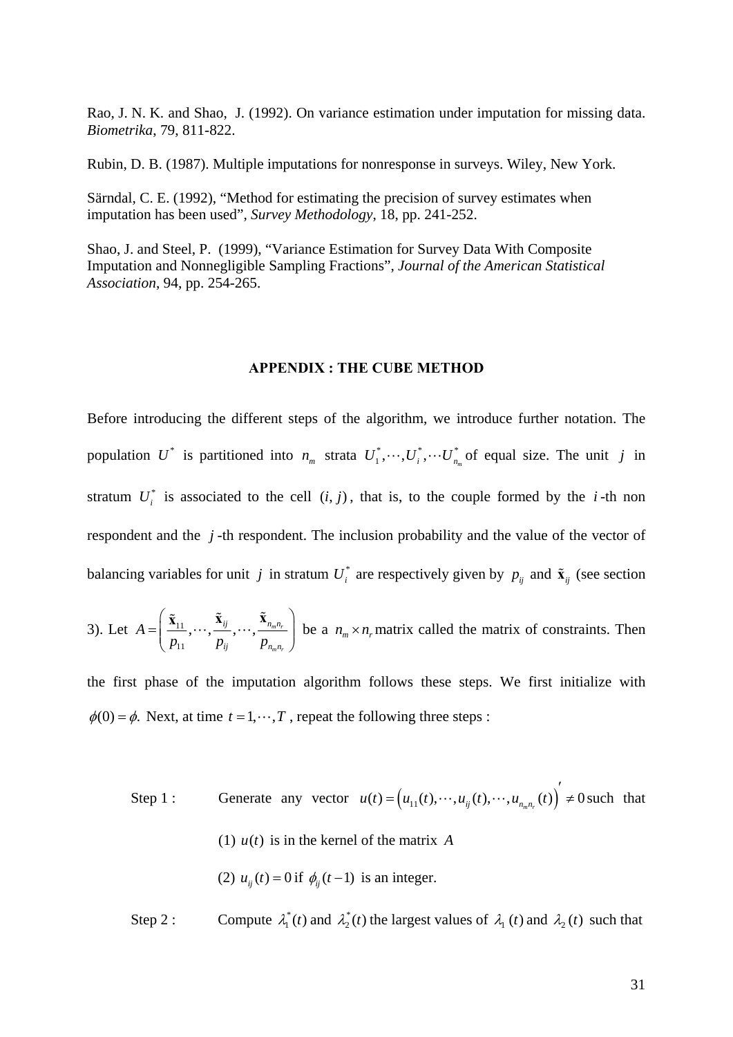Rao, J. N. K. and Shao, J. (1992). On variance estimation under imputation for missing data. *Biometrika*, 79, 811-822.

Rubin, D. B. (1987). Multiple imputations for nonresponse in surveys. Wiley, New York.

Särndal, C. E. (1992), "Method for estimating the precision of survey estimates when imputation has been used", *Survey Methodology*, 18, pp. 241-252.

Shao, J. and Steel, P. (1999), "Variance Estimation for Survey Data With Composite Imputation and Nonnegligible Sampling Fractions", *Journal of the American Statistical Association*, 94, pp. 254-265.

## APPENDIX : THE CUBE METHOD

Before introducing the different steps of the algorithm, we introduce further notation. The population $U^*$ is partitioned into $n_m$ strata $U_1^*,\cdots,U_i^*,\cdots U_{n_m}^*$ of equal size. The unit $j$ in stratum $U_i^*$ is associated to the cell $(i,j)$, that is, to the couple formed by the $i$-th non respondent and the $j$-th respondent. The inclusion probability and the value of the vector of balancing variables for unit $j$ in stratum $U_i^*$ are respectively given by $p_{ij}$ and $\tilde{\mathbf{x}}_{ij}$ (see section 3). Let $A=\left(\frac{\tilde{\mathbf{x}}_{11}}{p_{11}},\cdots,\frac{\tilde{\mathbf{x}}_{ij}}{p_{ij}},\cdots,\frac{\tilde{\mathbf{x}}_{n_m n_r}}{p_{n_m n_r}}\right)$ be a $n_m \times n_r$ matrix called the matrix of constraints. Then the first phase of the imputation algorithm follows these steps. We first initialize with $\phi(0)=\phi.$ Next, at time $t=1,\cdots,T$ , repeat the following three steps :

Step 1 : Generate any vector $u(t)=\left(u_{11}(t),\cdots,u_{ij}(t),\cdots,u_{n_m n_r}(t)\right)'\neq 0$ such that

(1) $u(t)$ is in the kernel of the matrix $A$

(2) $u_{ij}(t)=0$ if $\phi_{ij}(t-1)$ is an integer.

Step 2 : Compute $\lambda_1^*(t)$ and $\lambda_2^*(t)$ the largest values of $\lambda_1(t)$ and $\lambda_2(t)$ such that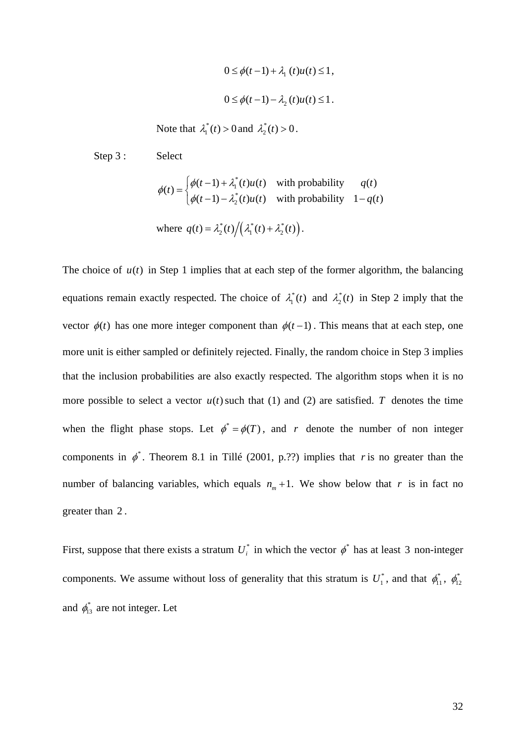$$0 \leq \phi(t-1) + \lambda_1(t)u(t) \leq 1,$$

$$0 \leq \phi(t-1) - \lambda_2(t)u(t) \leq 1.$$

Note that $\lambda_1^*(t) > 0$ and $\lambda_2^*(t) > 0$.

Step 3 : Select

$$\phi(t) = \begin{cases} \phi(t-1) + \lambda_1^*(t)u(t) & \text{with probability} \quad q(t) \\ \phi(t-1) - \lambda_2^*(t)u(t) & \text{with probability} \quad 1-q(t) \end{cases}$$

where $q(t) = \lambda_2^*(t) \Big/ \left(\lambda_1^*(t) + \lambda_2^*(t)\right)$.

The choice of $u(t)$ in Step 1 implies that at each step of the former algorithm, the balancing equations remain exactly respected. The choice of $\lambda_1^*(t)$ and $\lambda_2^*(t)$ in Step 2 imply that the vector $\phi(t)$ has one more integer component than $\phi(t-1)$. This means that at each step, one more unit is either sampled or definitely rejected. Finally, the random choice in Step 3 implies that the inclusion probabilities are also exactly respected. The algorithm stops when it is no more possible to select a vector $u(t)$ such that (1) and (2) are satisfied. $T$ denotes the time when the flight phase stops. Let $\phi^* = \phi(T)$, and $r$ denote the number of non integer components in $\phi^*$. Theorem 8.1 in Tillé (2001, p.??) implies that $r$ is no greater than the number of balancing variables, which equals $n_m + 1$. We show below that $r$ is in fact no greater than $2$.

First, suppose that there exists a stratum $U_i^*$ in which the vector $\phi^*$ has at least $3$ non-integer components. We assume without loss of generality that this stratum is $U_1^*$, and that $\phi_{11}^*$, $\phi_{12}^*$ and $\phi_{13}^*$ are not integer. Let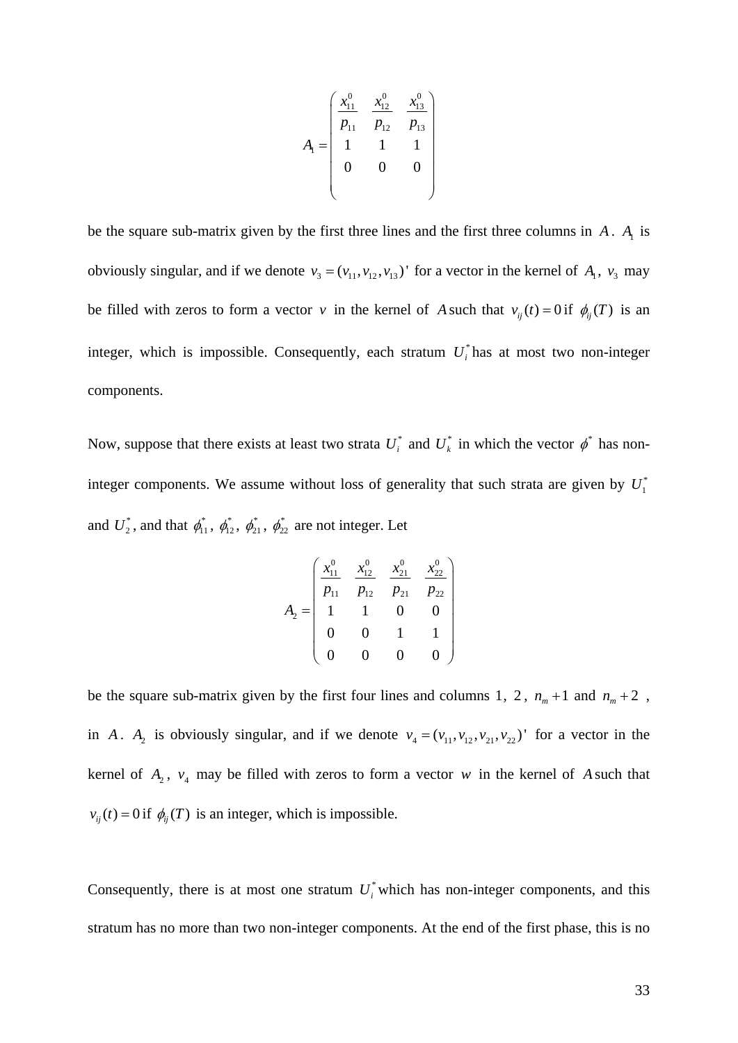$$A_1 = \begin{pmatrix} \frac{x_{11}^0}{p_{11}} & \frac{x_{12}^0}{p_{12}} & \frac{x_{13}^0}{p_{13}} \\ 1 & 1 & 1 \\ 0 & 0 & 0 \\ & & \end{pmatrix}$$

be the square sub-matrix given by the first three lines and the first three columns in $A$. $A_1$ is obviously singular, and if we denote $v_3 = (v_{11}, v_{12}, v_{13})'$ for a vector in the kernel of $A_1$, $v_3$ may be filled with zeros to form a vector $v$ in the kernel of $A$ such that $v_{ij}(t) = 0$ if $\phi_{ij}(T)$ is an integer, which is impossible. Consequently, each stratum $U_i^*$ has at most two non-integer components.

Now, suppose that there exists at least two strata $U_i^*$ and $U_k^*$ in which the vector $\phi^*$ has non-integer components. We assume without loss of generality that such strata are given by $U_1^*$ and $U_2^*$, and that $\phi_{11}^*$, $\phi_{12}^*$, $\phi_{21}^*$, $\phi_{22}^*$ are not integer. Let

$$A_2 = \begin{pmatrix} \frac{x_{11}^0}{p_{11}} & \frac{x_{12}^0}{p_{12}} & \frac{x_{21}^0}{p_{21}} & \frac{x_{22}^0}{p_{22}} \\ 1 & 1 & 0 & 0 \\ 0 & 0 & 1 & 1 \\ 0 & 0 & 0 & 0 \end{pmatrix}$$

be the square sub-matrix given by the first four lines and columns $1$, $2$, $n_m+1$ and $n_m+2$, in $A$. $A_2$ is obviously singular, and if we denote $v_4 = (v_{11}, v_{12}, v_{21}, v_{22})'$ for a vector in the kernel of $A_2$, $v_4$ may be filled with zeros to form a vector $w$ in the kernel of $A$ such that $v_{ij}(t) = 0$ if $\phi_{ij}(T)$ is an integer, which is impossible.

Consequently, there is at most one stratum $U_i^*$ which has non-integer components, and this stratum has no more than two non-integer components. At the end of the first phase, this is no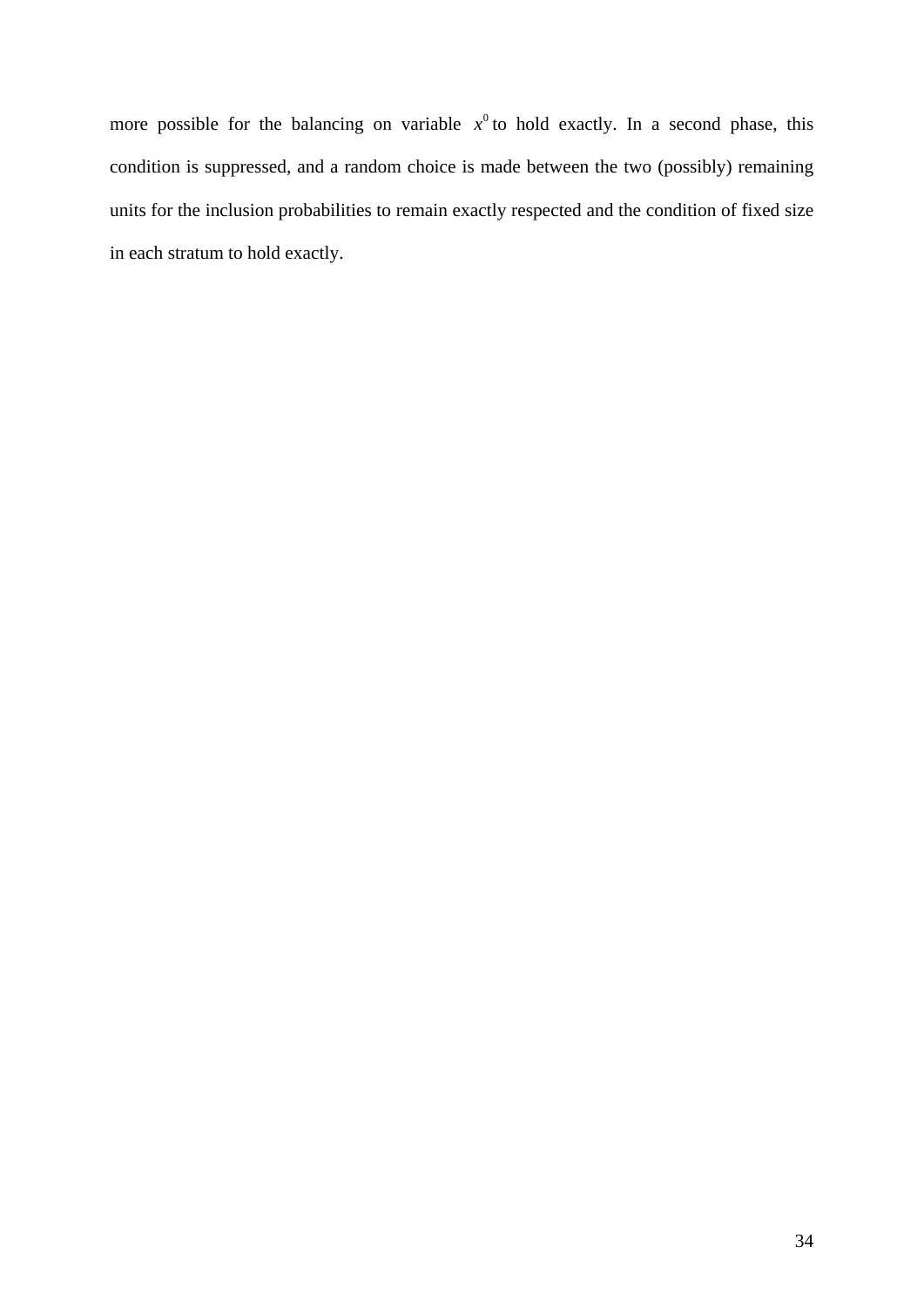more possible for the balancing on variable $x^0$ to hold exactly. In a second phase, this condition is suppressed, and a random choice is made between the two (possibly) remaining units for the inclusion probabilities to remain exactly respected and the condition of fixed size in each stratum to hold exactly.